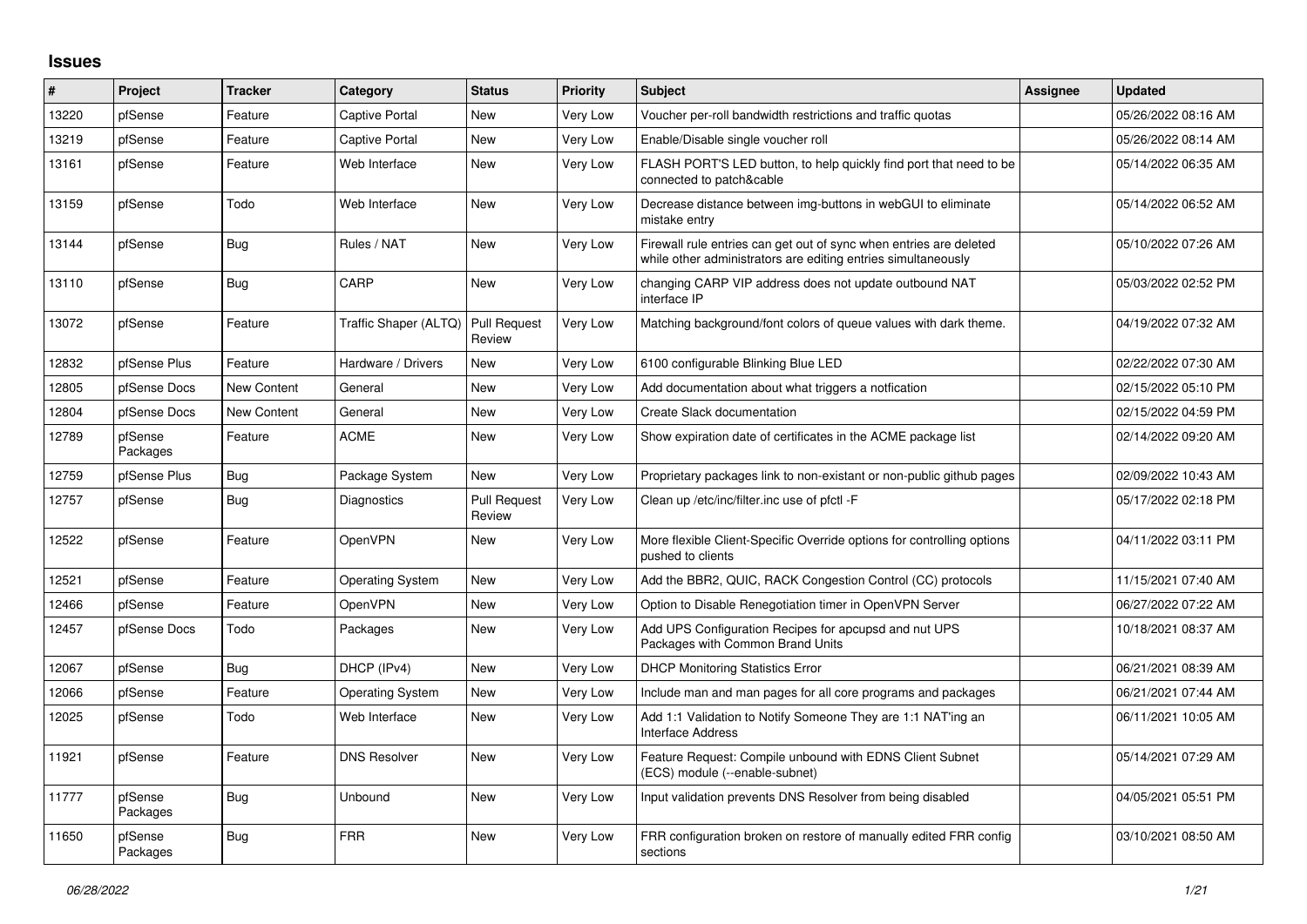## Issues

| # | Project | Tracker | Category | Status | Priority | Subject | Assignee | Updated |
|---|---|---|---|---|---|---|---|---|
| 13220 | pfSense | Feature | Captive Portal | New | Very Low | Voucher per-roll bandwidth restrictions and traffic quotas | | 05/26/2022 08:16 AM |
| 13219 | pfSense | Feature | Captive Portal | New | Very Low | Enable/Disable single voucher roll | | 05/26/2022 08:14 AM |
| 13161 | pfSense | Feature | Web Interface | New | Very Low | FLASH PORT'S LED button, to help quickly find port that need to be connected to patch&cable | | 05/14/2022 06:35 AM |
| 13159 | pfSense | Todo | Web Interface | New | Very Low | Decrease distance between img-buttons in webGUI to eliminate mistake entry | | 05/14/2022 06:52 AM |
| 13144 | pfSense | Bug | Rules / NAT | New | Very Low | Firewall rule entries can get out of sync when entries are deleted while other administrators are editing entries simultaneously | | 05/10/2022 07:26 AM |
| 13110 | pfSense | Bug | CARP | New | Very Low | changing CARP VIP address does not update outbound NAT interface IP | | 05/03/2022 02:52 PM |
| 13072 | pfSense | Feature | Traffic Shaper (ALTQ) | Pull Request Review | Very Low | Matching background/font colors of queue values with dark theme. | | 04/19/2022 07:32 AM |
| 12832 | pfSense Plus | Feature | Hardware / Drivers | New | Very Low | 6100 configurable Blinking Blue LED | | 02/22/2022 07:30 AM |
| 12805 | pfSense Docs | New Content | General | New | Very Low | Add documentation about what triggers a notfication | | 02/15/2022 05:10 PM |
| 12804 | pfSense Docs | New Content | General | New | Very Low | Create Slack documentation | | 02/15/2022 04:59 PM |
| 12789 | pfSense Packages | Feature | ACME | New | Very Low | Show expiration date of certificates in the ACME package list | | 02/14/2022 09:20 AM |
| 12759 | pfSense Plus | Bug | Package System | New | Very Low | Proprietary packages link to non-existant or non-public github pages | | 02/09/2022 10:43 AM |
| 12757 | pfSense | Bug | Diagnostics | Pull Request Review | Very Low | Clean up /etc/inc/filter.inc use of pfctl -F | | 05/17/2022 02:18 PM |
| 12522 | pfSense | Feature | OpenVPN | New | Very Low | More flexible Client-Specific Override options for controlling options pushed to clients | | 04/11/2022 03:11 PM |
| 12521 | pfSense | Feature | Operating System | New | Very Low | Add the BBR2, QUIC, RACK Congestion Control (CC) protocols | | 11/15/2021 07:40 AM |
| 12466 | pfSense | Feature | OpenVPN | New | Very Low | Option to Disable Renegotiation timer in OpenVPN Server | | 06/27/2022 07:22 AM |
| 12457 | pfSense Docs | Todo | Packages | New | Very Low | Add UPS Configuration Recipes for apcupsd and nut UPS Packages with Common Brand Units | | 10/18/2021 08:37 AM |
| 12067 | pfSense | Bug | DHCP (IPv4) | New | Very Low | DHCP Monitoring Statistics Error | | 06/21/2021 08:39 AM |
| 12066 | pfSense | Feature | Operating System | New | Very Low | Include man and man pages for all core programs and packages | | 06/21/2021 07:44 AM |
| 12025 | pfSense | Todo | Web Interface | New | Very Low | Add 1:1 Validation to Notify Someone They are 1:1 NAT'ing an Interface Address | | 06/11/2021 10:05 AM |
| 11921 | pfSense | Feature | DNS Resolver | New | Very Low | Feature Request: Compile unbound with EDNS Client Subnet (ECS) module (--enable-subnet) | | 05/14/2021 07:29 AM |
| 11777 | pfSense Packages | Bug | Unbound | New | Very Low | Input validation prevents DNS Resolver from being disabled | | 04/05/2021 05:51 PM |
| 11650 | pfSense Packages | Bug | FRR | New | Very Low | FRR configuration broken on restore of manually edited FRR config sections | | 03/10/2021 08:50 AM |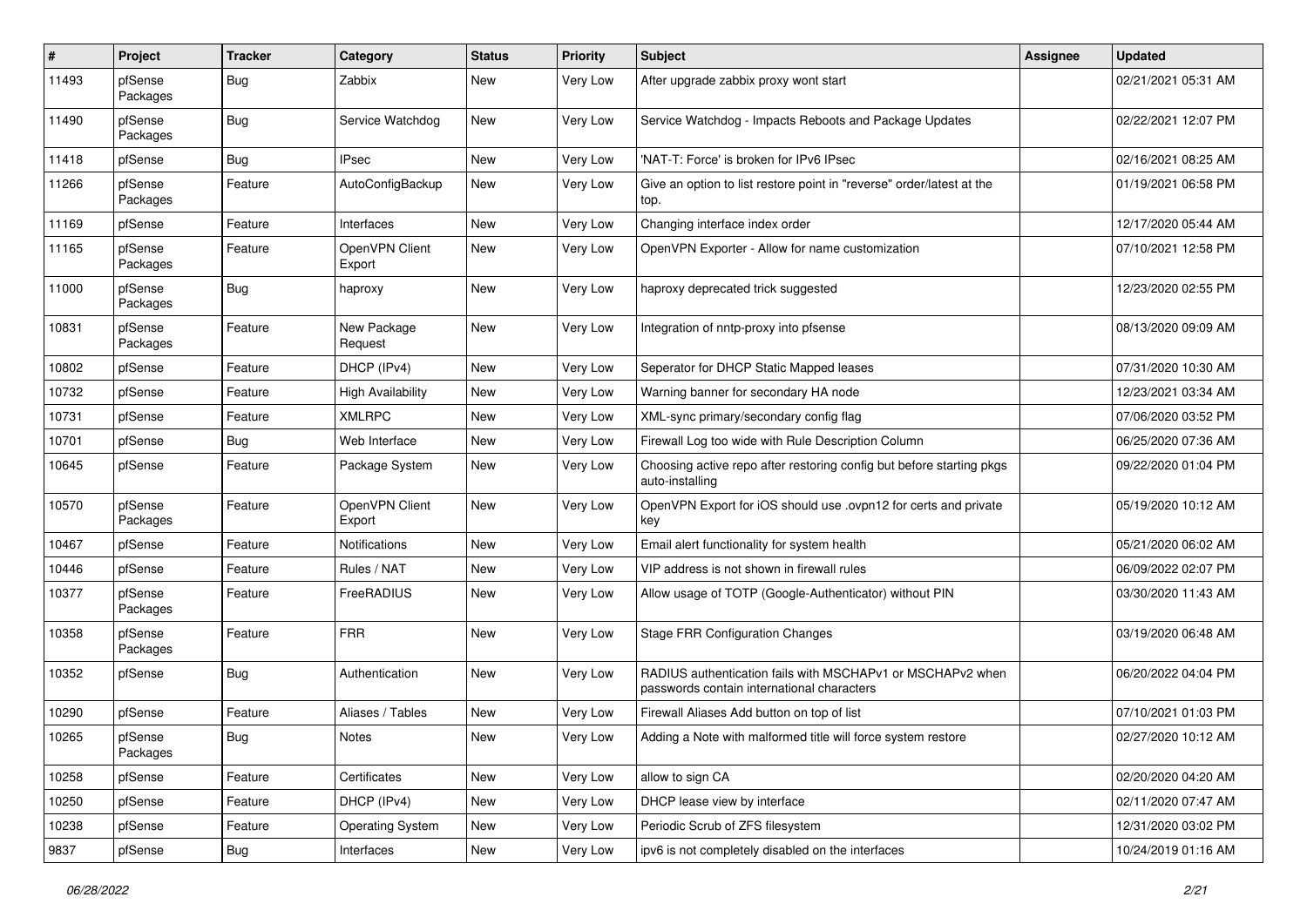| # | Project | Tracker | Category | Status | Priority | Subject | Assignee | Updated |
|---|---|---|---|---|---|---|---|---|
| 11493 | pfSense Packages | Bug | Zabbix | New | Very Low | After upgrade zabbix proxy wont start | | 02/21/2021 05:31 AM |
| 11490 | pfSense Packages | Bug | Service Watchdog | New | Very Low | Service Watchdog - Impacts Reboots and Package Updates | | 02/22/2021 12:07 PM |
| 11418 | pfSense | Bug | IPsec | New | Very Low | 'NAT-T: Force' is broken for IPv6 IPsec | | 02/16/2021 08:25 AM |
| 11266 | pfSense Packages | Feature | AutoConfigBackup | New | Very Low | Give an option to list restore point in "reverse" order/latest at the top. | | 01/19/2021 06:58 PM |
| 11169 | pfSense | Feature | Interfaces | New | Very Low | Changing interface index order | | 12/17/2020 05:44 AM |
| 11165 | pfSense Packages | Feature | OpenVPN Client Export | New | Very Low | OpenVPN Exporter - Allow for name customization | | 07/10/2021 12:58 PM |
| 11000 | pfSense Packages | Bug | haproxy | New | Very Low | haproxy deprecated trick suggested | | 12/23/2020 02:55 PM |
| 10831 | pfSense Packages | Feature | New Package Request | New | Very Low | Integration of nntp-proxy into pfsense | | 08/13/2020 09:09 AM |
| 10802 | pfSense | Feature | DHCP (IPv4) | New | Very Low | Seperator for DHCP Static Mapped leases | | 07/31/2020 10:30 AM |
| 10732 | pfSense | Feature | High Availability | New | Very Low | Warning banner for secondary HA node | | 12/23/2021 03:34 AM |
| 10731 | pfSense | Feature | XMLRPC | New | Very Low | XML-sync primary/secondary config flag | | 07/06/2020 03:52 PM |
| 10701 | pfSense | Bug | Web Interface | New | Very Low | Firewall Log too wide with Rule Description Column | | 06/25/2020 07:36 AM |
| 10645 | pfSense | Feature | Package System | New | Very Low | Choosing active repo after restoring config but before starting pkgs auto-installing | | 09/22/2020 01:04 PM |
| 10570 | pfSense Packages | Feature | OpenVPN Client Export | New | Very Low | OpenVPN Export for iOS should use .ovpn12 for certs and private key | | 05/19/2020 10:12 AM |
| 10467 | pfSense | Feature | Notifications | New | Very Low | Email alert functionality for system health | | 05/21/2020 06:02 AM |
| 10446 | pfSense | Feature | Rules / NAT | New | Very Low | VIP address is not shown in firewall rules | | 06/09/2022 02:07 PM |
| 10377 | pfSense Packages | Feature | FreeRADIUS | New | Very Low | Allow usage of TOTP (Google-Authenticator) without PIN | | 03/30/2020 11:43 AM |
| 10358 | pfSense Packages | Feature | FRR | New | Very Low | Stage FRR Configuration Changes | | 03/19/2020 06:48 AM |
| 10352 | pfSense | Bug | Authentication | New | Very Low | RADIUS authentication fails with MSCHAPv1 or MSCHAPv2 when passwords contain international characters | | 06/20/2022 04:04 PM |
| 10290 | pfSense | Feature | Aliases / Tables | New | Very Low | Firewall Aliases Add button on top of list | | 07/10/2021 01:03 PM |
| 10265 | pfSense Packages | Bug | Notes | New | Very Low | Adding a Note with malformed title will force system restore | | 02/27/2020 10:12 AM |
| 10258 | pfSense | Feature | Certificates | New | Very Low | allow to sign CA | | 02/20/2020 04:20 AM |
| 10250 | pfSense | Feature | DHCP (IPv4) | New | Very Low | DHCP lease view by interface | | 02/11/2020 07:47 AM |
| 10238 | pfSense | Feature | Operating System | New | Very Low | Periodic Scrub of ZFS filesystem | | 12/31/2020 03:02 PM |
| 9837 | pfSense | Bug | Interfaces | New | Very Low | ipv6 is not completely disabled on the interfaces | | 10/24/2019 01:16 AM |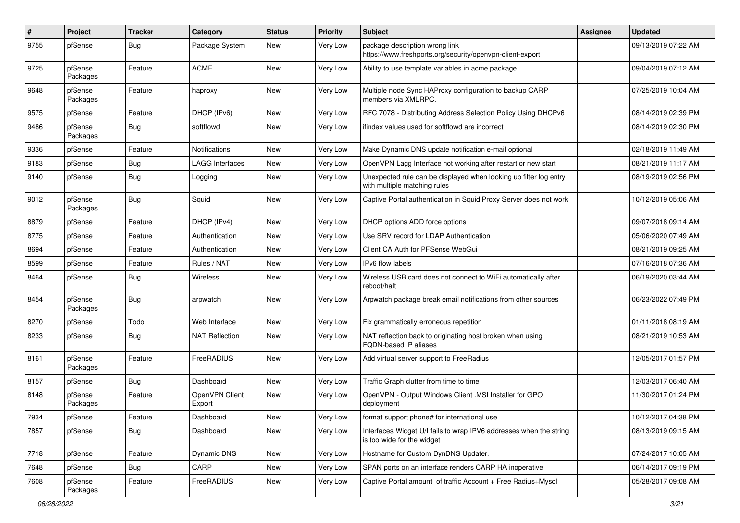| # | Project | Tracker | Category | Status | Priority | Subject | Assignee | Updated |
|---|---|---|---|---|---|---|---|---|
| 9755 | pfSense | Bug | Package System | New | Very Low | package description wrong link https://www.freshports.org/security/openvpn-client-export | | 09/13/2019 07:22 AM |
| 9725 | pfSense Packages | Feature | ACME | New | Very Low | Ability to use template variables in acme package | | 09/04/2019 07:12 AM |
| 9648 | pfSense Packages | Feature | haproxy | New | Very Low | Multiple node Sync HAProxy configuration to backup CARP members via XMLRPC. | | 07/25/2019 10:04 AM |
| 9575 | pfSense | Feature | DHCP (IPv6) | New | Very Low | RFC 7078 - Distributing Address Selection Policy Using DHCPv6 | | 08/14/2019 02:39 PM |
| 9486 | pfSense Packages | Bug | softflowd | New | Very Low | ifindex values used for softflowd are incorrect | | 08/14/2019 02:30 PM |
| 9336 | pfSense | Feature | Notifications | New | Very Low | Make Dynamic DNS update notification e-mail optional | | 02/18/2019 11:49 AM |
| 9183 | pfSense | Bug | LAGG Interfaces | New | Very Low | OpenVPN Lagg Interface not working after restart or new start | | 08/21/2019 11:17 AM |
| 9140 | pfSense | Bug | Logging | New | Very Low | Unexpected rule can be displayed when looking up filter log entry with multiple matching rules | | 08/19/2019 02:56 PM |
| 9012 | pfSense Packages | Bug | Squid | New | Very Low | Captive Portal authentication in Squid Proxy Server does not work | | 10/12/2019 05:06 AM |
| 8879 | pfSense | Feature | DHCP (IPv4) | New | Very Low | DHCP options ADD force options | | 09/07/2018 09:14 AM |
| 8775 | pfSense | Feature | Authentication | New | Very Low | Use SRV record for LDAP Authentication | | 05/06/2020 07:49 AM |
| 8694 | pfSense | Feature | Authentication | New | Very Low | Client CA Auth for PFSense WebGui | | 08/21/2019 09:25 AM |
| 8599 | pfSense | Feature | Rules / NAT | New | Very Low | IPv6 flow labels | | 07/16/2018 07:36 AM |
| 8464 | pfSense | Bug | Wireless | New | Very Low | Wireless USB card does not connect to WiFi automatically after reboot/halt | | 06/19/2020 03:44 AM |
| 8454 | pfSense Packages | Bug | arpwatch | New | Very Low | Arpwatch package break email notifications from other sources | | 06/23/2022 07:49 PM |
| 8270 | pfSense | Todo | Web Interface | New | Very Low | Fix grammatically erroneous repetition | | 01/11/2018 08:19 AM |
| 8233 | pfSense | Bug | NAT Reflection | New | Very Low | NAT reflection back to originating host broken when using FQDN-based IP aliases | | 08/21/2019 10:53 AM |
| 8161 | pfSense Packages | Feature | FreeRADIUS | New | Very Low | Add virtual server support to FreeRadius | | 12/05/2017 01:57 PM |
| 8157 | pfSense | Bug | Dashboard | New | Very Low | Traffic Graph clutter from time to time | | 12/03/2017 06:40 AM |
| 8148 | pfSense Packages | Feature | OpenVPN Client Export | New | Very Low | OpenVPN - Output Windows Client .MSI Installer for GPO deployment | | 11/30/2017 01:24 PM |
| 7934 | pfSense | Feature | Dashboard | New | Very Low | format support phone# for international use | | 10/12/2017 04:38 PM |
| 7857 | pfSense | Bug | Dashboard | New | Very Low | Interfaces Widget U/I fails to wrap IPV6 addresses when the string is too wide for the widget | | 08/13/2019 09:15 AM |
| 7718 | pfSense | Feature | Dynamic DNS | New | Very Low | Hostname for Custom DynDNS Updater. | | 07/24/2017 10:05 AM |
| 7648 | pfSense | Bug | CARP | New | Very Low | SPAN ports on an interface renders CARP HA inoperative | | 06/14/2017 09:19 PM |
| 7608 | pfSense Packages | Feature | FreeRADIUS | New | Very Low | Captive Portal amount of traffic Account + Free Radius+Mysql | | 05/28/2017 09:08 AM |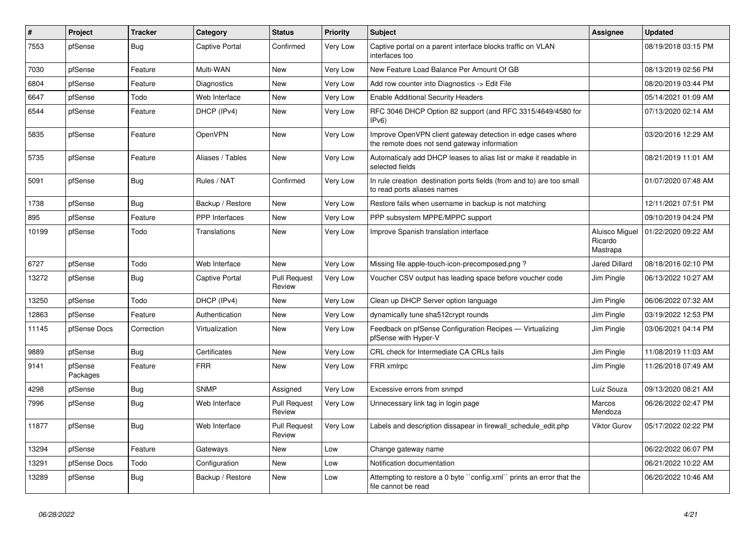| # | Project | Tracker | Category | Status | Priority | Subject | Assignee | Updated |
|---|---|---|---|---|---|---|---|---|
| 7553 | pfSense | Bug | Captive Portal | Confirmed | Very Low | Captive portal on a parent interface blocks traffic on VLAN interfaces too | | 08/19/2018 03:15 PM |
| 7030 | pfSense | Feature | Multi-WAN | New | Very Low | New Feature Load Balance Per Amount Of GB | | 08/13/2019 02:56 PM |
| 6804 | pfSense | Feature | Diagnostics | New | Very Low | Add row counter into Diagnostics -> Edit File | | 08/20/2019 03:44 PM |
| 6647 | pfSense | Todo | Web Interface | New | Very Low | Enable Additional Security Headers | | 05/14/2021 01:09 AM |
| 6544 | pfSense | Feature | DHCP (IPv4) | New | Very Low | RFC 3046 DHCP Option 82 support (and RFC 3315/4649/4580 for IPv6) | | 07/13/2020 02:14 AM |
| 5835 | pfSense | Feature | OpenVPN | New | Very Low | Improve OpenVPN client gateway detection in edge cases where the remote does not send gateway information | | 03/20/2016 12:29 AM |
| 5735 | pfSense | Feature | Aliases / Tables | New | Very Low | Automaticaly add DHCP leases to alias list or make it readable in selected fields | | 08/21/2019 11:01 AM |
| 5091 | pfSense | Bug | Rules / NAT | Confirmed | Very Low | In rule creation destination ports fields (from and to) are too small to read ports aliases names | | 01/07/2020 07:48 AM |
| 1738 | pfSense | Bug | Backup / Restore | New | Very Low | Restore fails when username in backup is not matching | | 12/11/2021 07:51 PM |
| 895 | pfSense | Feature | PPP Interfaces | New | Very Low | PPP subsystem MPPE/MPPC support | | 09/10/2019 04:24 PM |
| 10199 | pfSense | Todo | Translations | New | Very Low | Improve Spanish translation interface | Aluisco Miguel Ricardo Mastrapa | 01/22/2020 09:22 AM |
| 6727 | pfSense | Todo | Web Interface | New | Very Low | Missing file apple-touch-icon-precomposed.png ? | Jared Dillard | 08/18/2016 02:10 PM |
| 13272 | pfSense | Bug | Captive Portal | Pull Request Review | Very Low | Voucher CSV output has leading space before voucher code | Jim Pingle | 06/13/2022 10:27 AM |
| 13250 | pfSense | Todo | DHCP (IPv4) | New | Very Low | Clean up DHCP Server option language | Jim Pingle | 06/06/2022 07:32 AM |
| 12863 | pfSense | Feature | Authentication | New | Very Low | dynamically tune sha512crypt rounds | Jim Pingle | 03/19/2022 12:53 PM |
| 11145 | pfSense Docs | Correction | Virtualization | New | Very Low | Feedback on pfSense Configuration Recipes — Virtualizing pfSense with Hyper-V | Jim Pingle | 03/06/2021 04:14 PM |
| 9889 | pfSense | Bug | Certificates | New | Very Low | CRL check for Intermediate CA CRLs fails | Jim Pingle | 11/08/2019 11:03 AM |
| 9141 | pfSense Packages | Feature | FRR | New | Very Low | FRR xmlrpc | Jim Pingle | 11/26/2018 07:49 AM |
| 4298 | pfSense | Bug | SNMP | Assigned | Very Low | Excessive errors from snmpd | Luiz Souza | 09/13/2020 08:21 AM |
| 7996 | pfSense | Bug | Web Interface | Pull Request Review | Very Low | Unnecessary link tag in login page | Marcos Mendoza | 06/26/2022 02:47 PM |
| 11877 | pfSense | Bug | Web Interface | Pull Request Review | Very Low | Labels and description dissapear in firewall_schedule_edit.php | Viktor Gurov | 05/17/2022 02:22 PM |
| 13294 | pfSense | Feature | Gateways | New | Low | Change gateway name | | 06/22/2022 06:07 PM |
| 13291 | pfSense Docs | Todo | Configuration | New | Low | Notification documentation | | 06/21/2022 10:22 AM |
| 13289 | pfSense | Bug | Backup / Restore | New | Low | Attempting to restore a 0 byte ``config.xml`` prints an error that the file cannot be read | | 06/20/2022 10:46 AM |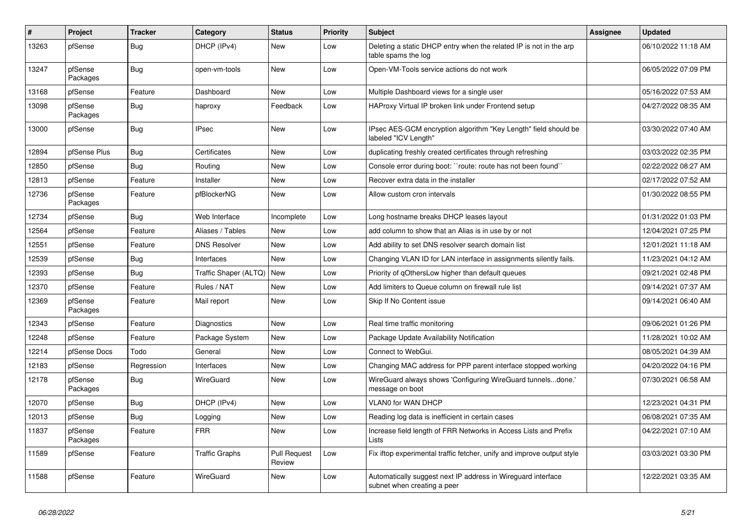| # | Project | Tracker | Category | Status | Priority | Subject | Assignee | Updated |
|---|---|---|---|---|---|---|---|---|
| 13263 | pfSense | Bug | DHCP (IPv4) | New | Low | Deleting a static DHCP entry when the related IP is not in the arp table spams the log | | 06/10/2022 11:18 AM |
| 13247 | pfSense Packages | Bug | open-vm-tools | New | Low | Open-VM-Tools service actions do not work | | 06/05/2022 07:09 PM |
| 13168 | pfSense | Feature | Dashboard | New | Low | Multiple Dashboard views for a single user | | 05/16/2022 07:53 AM |
| 13098 | pfSense Packages | Bug | haproxy | Feedback | Low | HAProxy Virtual IP broken link under Frontend setup | | 04/27/2022 08:35 AM |
| 13000 | pfSense | Bug | IPsec | New | Low | IPsec AES-GCM encryption algorithm "Key Length" field should be labeled "ICV Length" | | 03/30/2022 07:40 AM |
| 12894 | pfSense Plus | Bug | Certificates | New | Low | duplicating freshly created certificates through refreshing | | 03/03/2022 02:35 PM |
| 12850 | pfSense | Bug | Routing | New | Low | Console error during boot: ``route: route has not been found`` | | 02/22/2022 08:27 AM |
| 12813 | pfSense | Feature | Installer | New | Low | Recover extra data in the installer | | 02/17/2022 07:52 AM |
| 12736 | pfSense Packages | Feature | pfBlockerNG | New | Low | Allow custom cron intervals | | 01/30/2022 08:55 PM |
| 12734 | pfSense | Bug | Web Interface | Incomplete | Low | Long hostname breaks DHCP leases layout | | 01/31/2022 01:03 PM |
| 12564 | pfSense | Feature | Aliases / Tables | New | Low | add column to show that an Alias is in use by or not | | 12/04/2021 07:25 PM |
| 12551 | pfSense | Feature | DNS Resolver | New | Low | Add ability to set DNS resolver search domain list | | 12/01/2021 11:18 AM |
| 12539 | pfSense | Bug | Interfaces | New | Low | Changing VLAN ID for LAN interface in assignments silently fails. | | 11/23/2021 04:12 AM |
| 12393 | pfSense | Bug | Traffic Shaper (ALTQ) | New | Low | Priority of qOthersLow higher than default queues | | 09/21/2021 02:48 PM |
| 12370 | pfSense | Feature | Rules / NAT | New | Low | Add limiters to Queue column on firewall rule list | | 09/14/2021 07:37 AM |
| 12369 | pfSense Packages | Feature | Mail report | New | Low | Skip If No Content issue | | 09/14/2021 06:40 AM |
| 12343 | pfSense | Feature | Diagnostics | New | Low | Real time traffic monitoring | | 09/06/2021 01:26 PM |
| 12248 | pfSense | Feature | Package System | New | Low | Package Update Availability Notification | | 11/28/2021 10:02 AM |
| 12214 | pfSense Docs | Todo | General | New | Low | Connect to WebGui. | | 08/05/2021 04:39 AM |
| 12183 | pfSense | Regression | Interfaces | New | Low | Changing MAC address for PPP parent interface stopped working | | 04/20/2022 04:16 PM |
| 12178 | pfSense Packages | Bug | WireGuard | New | Low | WireGuard always shows 'Configuring WireGuard tunnels...done.' message on boot | | 07/30/2021 06:58 AM |
| 12070 | pfSense | Bug | DHCP (IPv4) | New | Low | VLAN0 for WAN DHCP | | 12/23/2021 04:31 PM |
| 12013 | pfSense | Bug | Logging | New | Low | Reading log data is inefficient in certain cases | | 06/08/2021 07:35 AM |
| 11837 | pfSense Packages | Feature | FRR | New | Low | Increase field length of FRR Networks in Access Lists and Prefix Lists | | 04/22/2021 07:10 AM |
| 11589 | pfSense | Feature | Traffic Graphs | Pull Request Review | Low | Fix iftop experimental traffic fetcher, unify and improve output style | | 03/03/2021 03:30 PM |
| 11588 | pfSense | Feature | WireGuard | New | Low | Automatically suggest next IP address in Wireguard interface subnet when creating a peer | | 12/22/2021 03:35 AM |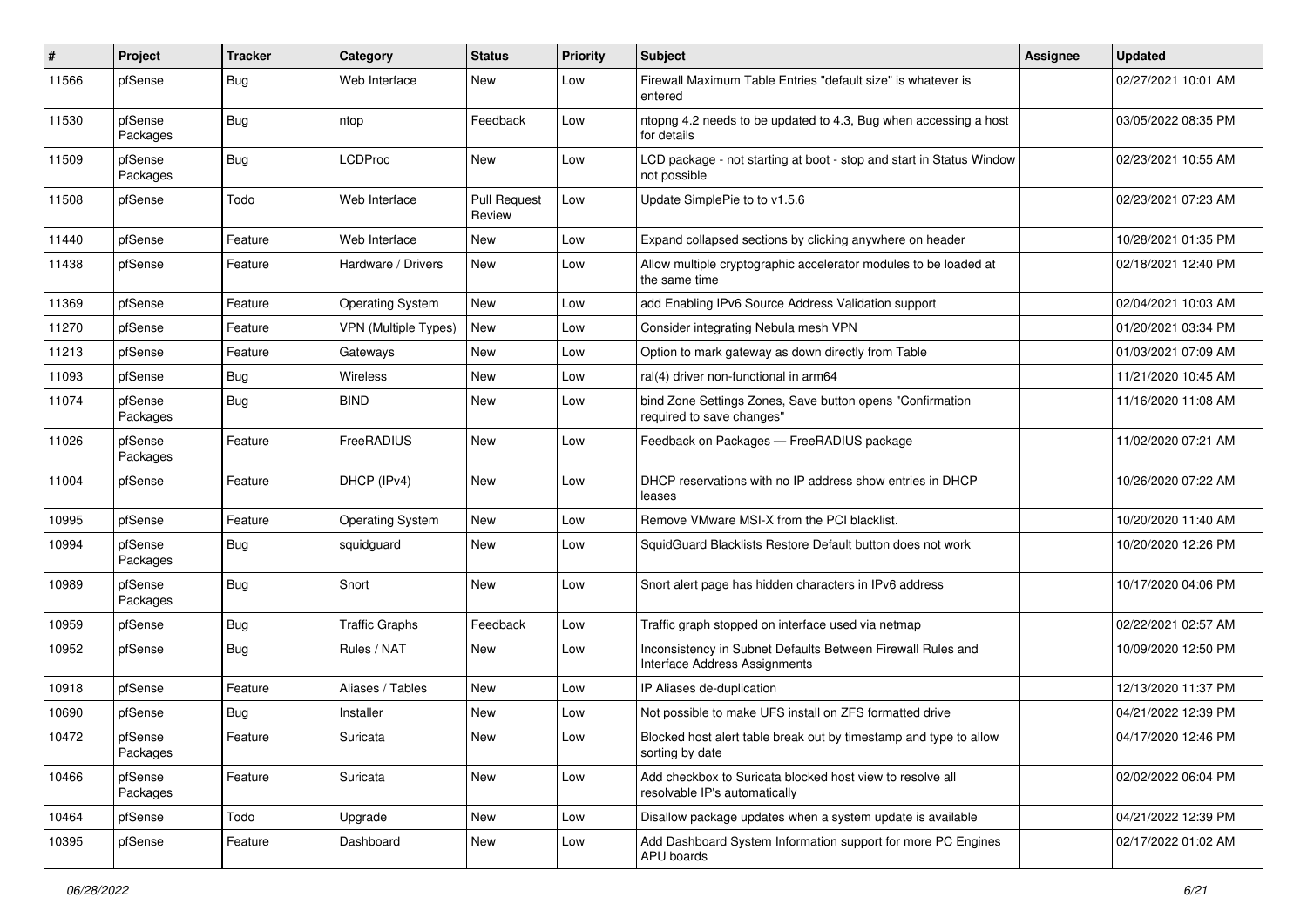| # | Project | Tracker | Category | Status | Priority | Subject | Assignee | Updated |
|---|---|---|---|---|---|---|---|---|
| 11566 | pfSense | Bug | Web Interface | New | Low | Firewall Maximum Table Entries "default size" is whatever is entered | | 02/27/2021 10:01 AM |
| 11530 | pfSense Packages | Bug | ntop | Feedback | Low | ntopng 4.2 needs to be updated to 4.3, Bug when accessing a host for details | | 03/05/2022 08:35 PM |
| 11509 | pfSense Packages | Bug | LCDProc | New | Low | LCD package - not starting at boot - stop and start in Status Window not possible | | 02/23/2021 10:55 AM |
| 11508 | pfSense | Todo | Web Interface | Pull Request Review | Low | Update SimplePie to to v1.5.6 | | 02/23/2021 07:23 AM |
| 11440 | pfSense | Feature | Web Interface | New | Low | Expand collapsed sections by clicking anywhere on header | | 10/28/2021 01:35 PM |
| 11438 | pfSense | Feature | Hardware / Drivers | New | Low | Allow multiple cryptographic accelerator modules to be loaded at the same time | | 02/18/2021 12:40 PM |
| 11369 | pfSense | Feature | Operating System | New | Low | add Enabling IPv6 Source Address Validation support | | 02/04/2021 10:03 AM |
| 11270 | pfSense | Feature | VPN (Multiple Types) | New | Low | Consider integrating Nebula mesh VPN | | 01/20/2021 03:34 PM |
| 11213 | pfSense | Feature | Gateways | New | Low | Option to mark gateway as down directly from Table | | 01/03/2021 07:09 AM |
| 11093 | pfSense | Bug | Wireless | New | Low | ral(4) driver non-functional in arm64 | | 11/21/2020 10:45 AM |
| 11074 | pfSense Packages | Bug | BIND | New | Low | bind Zone Settings Zones, Save button opens "Confirmation required to save changes" | | 11/16/2020 11:08 AM |
| 11026 | pfSense Packages | Feature | FreeRADIUS | New | Low | Feedback on Packages — FreeRADIUS package | | 11/02/2020 07:21 AM |
| 11004 | pfSense | Feature | DHCP (IPv4) | New | Low | DHCP reservations with no IP address show entries in DHCP leases | | 10/26/2020 07:22 AM |
| 10995 | pfSense | Feature | Operating System | New | Low | Remove VMware MSI-X from the PCI blacklist. | | 10/20/2020 11:40 AM |
| 10994 | pfSense Packages | Bug | squidguard | New | Low | SquidGuard Blacklists Restore Default button does not work | | 10/20/2020 12:26 PM |
| 10989 | pfSense Packages | Bug | Snort | New | Low | Snort alert page has hidden characters in IPv6 address | | 10/17/2020 04:06 PM |
| 10959 | pfSense | Bug | Traffic Graphs | Feedback | Low | Traffic graph stopped on interface used via netmap | | 02/22/2021 02:57 AM |
| 10952 | pfSense | Bug | Rules / NAT | New | Low | Inconsistency in Subnet Defaults Between Firewall Rules and Interface Address Assignments | | 10/09/2020 12:50 PM |
| 10918 | pfSense | Feature | Aliases / Tables | New | Low | IP Aliases de-duplication | | 12/13/2020 11:37 PM |
| 10690 | pfSense | Bug | Installer | New | Low | Not possible to make UFS install on ZFS formatted drive | | 04/21/2022 12:39 PM |
| 10472 | pfSense Packages | Feature | Suricata | New | Low | Blocked host alert table break out by timestamp and type to allow sorting by date | | 04/17/2020 12:46 PM |
| 10466 | pfSense Packages | Feature | Suricata | New | Low | Add checkbox to Suricata blocked host view to resolve all resolvable IP's automatically | | 02/02/2022 06:04 PM |
| 10464 | pfSense | Todo | Upgrade | New | Low | Disallow package updates when a system update is available | | 04/21/2022 12:39 PM |
| 10395 | pfSense | Feature | Dashboard | New | Low | Add Dashboard System Information support for more PC Engines APU boards | | 02/17/2022 01:02 AM |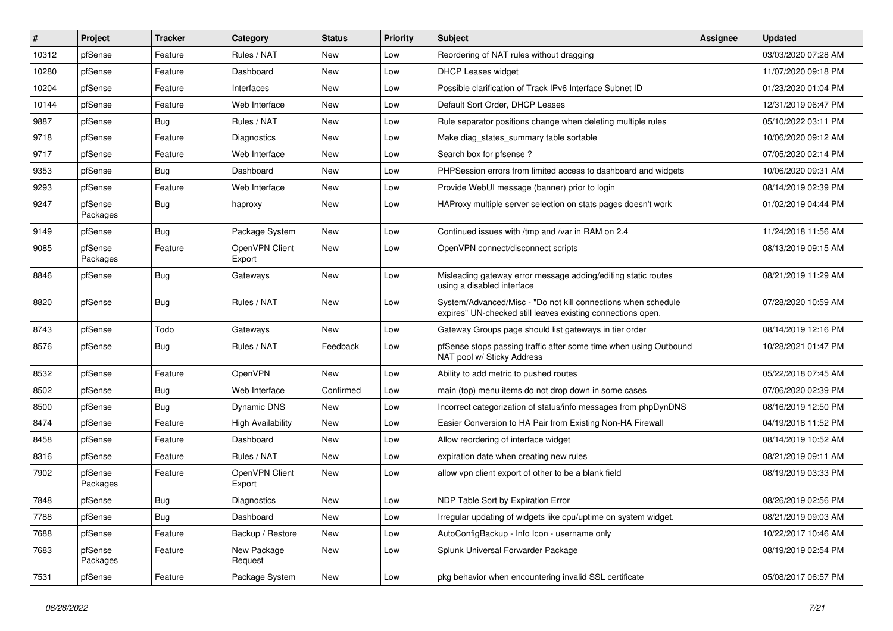| # | Project | Tracker | Category | Status | Priority | Subject | Assignee | Updated |
|---|---|---|---|---|---|---|---|---|
| 10312 | pfSense | Feature | Rules / NAT | New | Low | Reordering of NAT rules without dragging | | 03/03/2020 07:28 AM |
| 10280 | pfSense | Feature | Dashboard | New | Low | DHCP Leases widget | | 11/07/2020 09:18 PM |
| 10204 | pfSense | Feature | Interfaces | New | Low | Possible clarification of Track IPv6 Interface Subnet ID | | 01/23/2020 01:04 PM |
| 10144 | pfSense | Feature | Web Interface | New | Low | Default Sort Order, DHCP Leases | | 12/31/2019 06:47 PM |
| 9887 | pfSense | Bug | Rules / NAT | New | Low | Rule separator positions change when deleting multiple rules | | 05/10/2022 03:11 PM |
| 9718 | pfSense | Feature | Diagnostics | New | Low | Make diag_states_summary table sortable | | 10/06/2020 09:12 AM |
| 9717 | pfSense | Feature | Web Interface | New | Low | Search box for pfsense ? | | 07/05/2020 02:14 PM |
| 9353 | pfSense | Bug | Dashboard | New | Low | PHPSession errors from limited access to dashboard and widgets | | 10/06/2020 09:31 AM |
| 9293 | pfSense | Feature | Web Interface | New | Low | Provide WebUI message (banner) prior to login | | 08/14/2019 02:39 PM |
| 9247 | pfSense Packages | Bug | haproxy | New | Low | HAProxy multiple server selection on stats pages doesn't work | | 01/02/2019 04:44 PM |
| 9149 | pfSense | Bug | Package System | New | Low | Continued issues with /tmp and /var in RAM on 2.4 | | 11/24/2018 11:56 AM |
| 9085 | pfSense Packages | Feature | OpenVPN Client Export | New | Low | OpenVPN connect/disconnect scripts | | 08/13/2019 09:15 AM |
| 8846 | pfSense | Bug | Gateways | New | Low | Misleading gateway error message adding/editing static routes using a disabled interface | | 08/21/2019 11:29 AM |
| 8820 | pfSense | Bug | Rules / NAT | New | Low | System/Advanced/Misc - "Do not kill connections when schedule expires" UN-checked still leaves existing connections open. | | 07/28/2020 10:59 AM |
| 8743 | pfSense | Todo | Gateways | New | Low | Gateway Groups page should list gateways in tier order | | 08/14/2019 12:16 PM |
| 8576 | pfSense | Bug | Rules / NAT | Feedback | Low | pfSense stops passing traffic after some time when using Outbound NAT pool w/ Sticky Address | | 10/28/2021 01:47 PM |
| 8532 | pfSense | Feature | OpenVPN | New | Low | Ability to add metric to pushed routes | | 05/22/2018 07:45 AM |
| 8502 | pfSense | Bug | Web Interface | Confirmed | Low | main (top) menu items do not drop down in some cases | | 07/06/2020 02:39 PM |
| 8500 | pfSense | Bug | Dynamic DNS | New | Low | Incorrect categorization of status/info messages from phpDynDNS | | 08/16/2019 12:50 PM |
| 8474 | pfSense | Feature | High Availability | New | Low | Easier Conversion to HA Pair from Existing Non-HA Firewall | | 04/19/2018 11:52 PM |
| 8458 | pfSense | Feature | Dashboard | New | Low | Allow reordering of interface widget | | 08/14/2019 10:52 AM |
| 8316 | pfSense | Feature | Rules / NAT | New | Low | expiration date when creating new rules | | 08/21/2019 09:11 AM |
| 7902 | pfSense Packages | Feature | OpenVPN Client Export | New | Low | allow vpn client export of other to be a blank field | | 08/19/2019 03:33 PM |
| 7848 | pfSense | Bug | Diagnostics | New | Low | NDP Table Sort by Expiration Error | | 08/26/2019 02:56 PM |
| 7788 | pfSense | Bug | Dashboard | New | Low | Irregular updating of widgets like cpu/uptime on system widget. | | 08/21/2019 09:03 AM |
| 7688 | pfSense | Feature | Backup / Restore | New | Low | AutoConfigBackup - Info Icon - username only | | 10/22/2017 10:46 AM |
| 7683 | pfSense Packages | Feature | New Package Request | New | Low | Splunk Universal Forwarder Package | | 08/19/2019 02:54 PM |
| 7531 | pfSense | Feature | Package System | New | Low | pkg behavior when encountering invalid SSL certificate | | 05/08/2017 06:57 PM |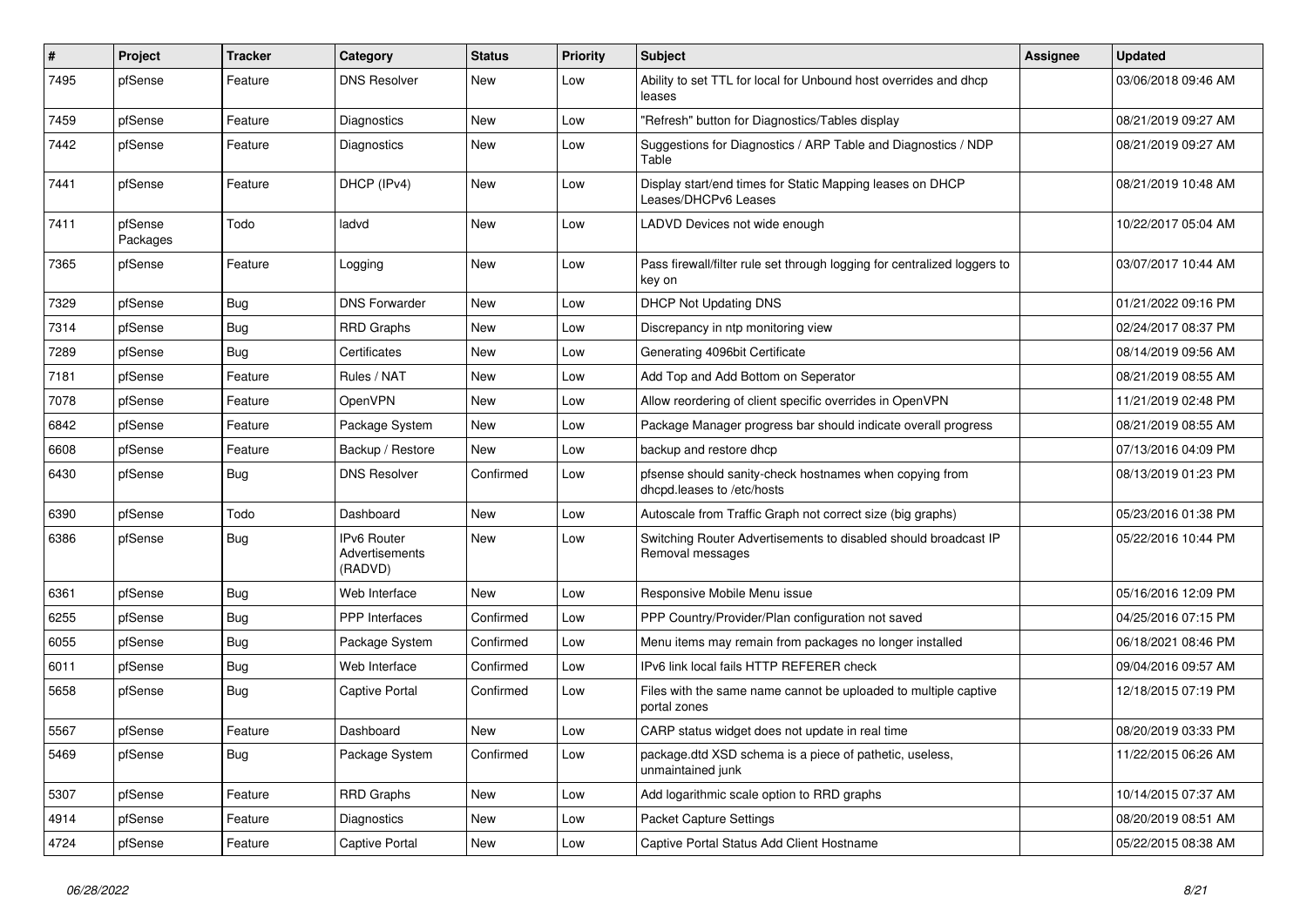| # | Project | Tracker | Category | Status | Priority | Subject | Assignee | Updated |
|---|---|---|---|---|---|---|---|---|
| 7495 | pfSense | Feature | DNS Resolver | New | Low | Ability to set TTL for local for Unbound host overrides and dhcp leases | | 03/06/2018 09:46 AM |
| 7459 | pfSense | Feature | Diagnostics | New | Low | "Refresh" button for Diagnostics/Tables display | | 08/21/2019 09:27 AM |
| 7442 | pfSense | Feature | Diagnostics | New | Low | Suggestions for Diagnostics / ARP Table and Diagnostics / NDP Table | | 08/21/2019 09:27 AM |
| 7441 | pfSense | Feature | DHCP (IPv4) | New | Low | Display start/end times for Static Mapping leases on DHCP Leases/DHCPv6 Leases | | 08/21/2019 10:48 AM |
| 7411 | pfSense Packages | Todo | ladvd | New | Low | LADVD Devices not wide enough | | 10/22/2017 05:04 AM |
| 7365 | pfSense | Feature | Logging | New | Low | Pass firewall/filter rule set through logging for centralized loggers to key on | | 03/07/2017 10:44 AM |
| 7329 | pfSense | Bug | DNS Forwarder | New | Low | DHCP Not Updating DNS | | 01/21/2022 09:16 PM |
| 7314 | pfSense | Bug | RRD Graphs | New | Low | Discrepancy in ntp monitoring view | | 02/24/2017 08:37 PM |
| 7289 | pfSense | Bug | Certificates | New | Low | Generating 4096bit Certificate | | 08/14/2019 09:56 AM |
| 7181 | pfSense | Feature | Rules / NAT | New | Low | Add Top and Add Bottom on Seperator | | 08/21/2019 08:55 AM |
| 7078 | pfSense | Feature | OpenVPN | New | Low | Allow reordering of client specific overrides in OpenVPN | | 11/21/2019 02:48 PM |
| 6842 | pfSense | Feature | Package System | New | Low | Package Manager progress bar should indicate overall progress | | 08/21/2019 08:55 AM |
| 6608 | pfSense | Feature | Backup / Restore | New | Low | backup and restore dhcp | | 07/13/2016 04:09 PM |
| 6430 | pfSense | Bug | DNS Resolver | Confirmed | Low | pfsense should sanity-check hostnames when copying from dhcpd.leases to /etc/hosts | | 08/13/2019 01:23 PM |
| 6390 | pfSense | Todo | Dashboard | New | Low | Autoscale from Traffic Graph not correct size (big graphs) | | 05/23/2016 01:38 PM |
| 6386 | pfSense | Bug | IPv6 Router Advertisements (RADVD) | New | Low | Switching Router Advertisements to disabled should broadcast IP Removal messages | | 05/22/2016 10:44 PM |
| 6361 | pfSense | Bug | Web Interface | New | Low | Responsive Mobile Menu issue | | 05/16/2016 12:09 PM |
| 6255 | pfSense | Bug | PPP Interfaces | Confirmed | Low | PPP Country/Provider/Plan configuration not saved | | 04/25/2016 07:15 PM |
| 6055 | pfSense | Bug | Package System | Confirmed | Low | Menu items may remain from packages no longer installed | | 06/18/2021 08:46 PM |
| 6011 | pfSense | Bug | Web Interface | Confirmed | Low | IPv6 link local fails HTTP REFERER check | | 09/04/2016 09:57 AM |
| 5658 | pfSense | Bug | Captive Portal | Confirmed | Low | Files with the same name cannot be uploaded to multiple captive portal zones | | 12/18/2015 07:19 PM |
| 5567 | pfSense | Feature | Dashboard | New | Low | CARP status widget does not update in real time | | 08/20/2019 03:33 PM |
| 5469 | pfSense | Bug | Package System | Confirmed | Low | package.dtd XSD schema is a piece of pathetic, useless, unmaintained junk | | 11/22/2015 06:26 AM |
| 5307 | pfSense | Feature | RRD Graphs | New | Low | Add logarithmic scale option to RRD graphs | | 10/14/2015 07:37 AM |
| 4914 | pfSense | Feature | Diagnostics | New | Low | Packet Capture Settings | | 08/20/2019 08:51 AM |
| 4724 | pfSense | Feature | Captive Portal | New | Low | Captive Portal Status Add Client Hostname | | 05/22/2015 08:38 AM |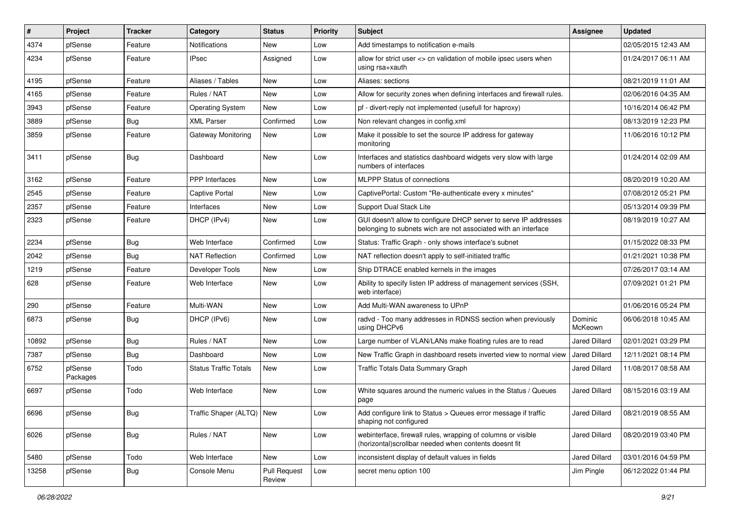| # | Project | Tracker | Category | Status | Priority | Subject | Assignee | Updated |
|---|---|---|---|---|---|---|---|---|
| 4374 | pfSense | Feature | Notifications | New | Low | Add timestamps to notification e-mails | | 02/05/2015 12:43 AM |
| 4234 | pfSense | Feature | IPsec | Assigned | Low | allow for strict user <> cn validation of mobile ipsec users when using rsa+xauth | | 01/24/2017 06:11 AM |
| 4195 | pfSense | Feature | Aliases / Tables | New | Low | Aliases: sections | | 08/21/2019 11:01 AM |
| 4165 | pfSense | Feature | Rules / NAT | New | Low | Allow for security zones when defining interfaces and firewall rules. | | 02/06/2016 04:35 AM |
| 3943 | pfSense | Feature | Operating System | New | Low | pf - divert-reply not implemented (usefull for haproxy) | | 10/16/2014 06:42 PM |
| 3889 | pfSense | Bug | XML Parser | Confirmed | Low | Non relevant changes in config.xml | | 08/13/2019 12:23 PM |
| 3859 | pfSense | Feature | Gateway Monitoring | New | Low | Make it possible to set the source IP address for gateway monitoring | | 11/06/2016 10:12 PM |
| 3411 | pfSense | Bug | Dashboard | New | Low | Interfaces and statistics dashboard widgets very slow with large numbers of interfaces | | 01/24/2014 02:09 AM |
| 3162 | pfSense | Feature | PPP Interfaces | New | Low | MLPPP Status of connections | | 08/20/2019 10:20 AM |
| 2545 | pfSense | Feature | Captive Portal | New | Low | CaptivePortal: Custom "Re-authenticate every x minutes" | | 07/08/2012 05:21 PM |
| 2357 | pfSense | Feature | Interfaces | New | Low | Support Dual Stack Lite | | 05/13/2014 09:39 PM |
| 2323 | pfSense | Feature | DHCP (IPv4) | New | Low | GUI doesn't allow to configure DHCP server to serve IP addresses belonging to subnets wich are not associated with an interface | | 08/19/2019 10:27 AM |
| 2234 | pfSense | Bug | Web Interface | Confirmed | Low | Status: Traffic Graph - only shows interface's subnet | | 01/15/2022 08:33 PM |
| 2042 | pfSense | Bug | NAT Reflection | Confirmed | Low | NAT reflection doesn't apply to self-initiated traffic | | 01/21/2021 10:38 PM |
| 1219 | pfSense | Feature | Developer Tools | New | Low | Ship DTRACE enabled kernels in the images | | 07/26/2017 03:14 AM |
| 628 | pfSense | Feature | Web Interface | New | Low | Ability to specify listen IP address of management services (SSH, web interface) | | 07/09/2021 01:21 PM |
| 290 | pfSense | Feature | Multi-WAN | New | Low | Add Multi-WAN awareness to UPnP | | 01/06/2016 05:24 PM |
| 6873 | pfSense | Bug | DHCP (IPv6) | New | Low | radvd - Too many addresses in RDNSS section when previously using DHCPv6 | Dominic McKeown | 06/06/2018 10:45 AM |
| 10892 | pfSense | Bug | Rules / NAT | New | Low | Large number of VLAN/LANs make floating rules are to read | Jared Dillard | 02/01/2021 03:29 PM |
| 7387 | pfSense | Bug | Dashboard | New | Low | New Traffic Graph in dashboard resets inverted view to normal view | Jared Dillard | 12/11/2021 08:14 PM |
| 6752 | pfSense Packages | Todo | Status Traffic Totals | New | Low | Traffic Totals Data Summary Graph | Jared Dillard | 11/08/2017 08:58 AM |
| 6697 | pfSense | Todo | Web Interface | New | Low | White squares around the numeric values in the Status / Queues page | Jared Dillard | 08/15/2016 03:19 AM |
| 6696 | pfSense | Bug | Traffic Shaper (ALTQ) | New | Low | Add configure link to Status > Queues error message if traffic shaping not configured | Jared Dillard | 08/21/2019 08:55 AM |
| 6026 | pfSense | Bug | Rules / NAT | New | Low | webinterface, firewall rules, wrapping of columns or visible (horizontal)scrollbar needed when contents doesnt fit | Jared Dillard | 08/20/2019 03:40 PM |
| 5480 | pfSense | Todo | Web Interface | New | Low | inconsistent display of default values in fields | Jared Dillard | 03/01/2016 04:59 PM |
| 13258 | pfSense | Bug | Console Menu | Pull Request Review | Low | secret menu option 100 | Jim Pingle | 06/12/2022 01:44 PM |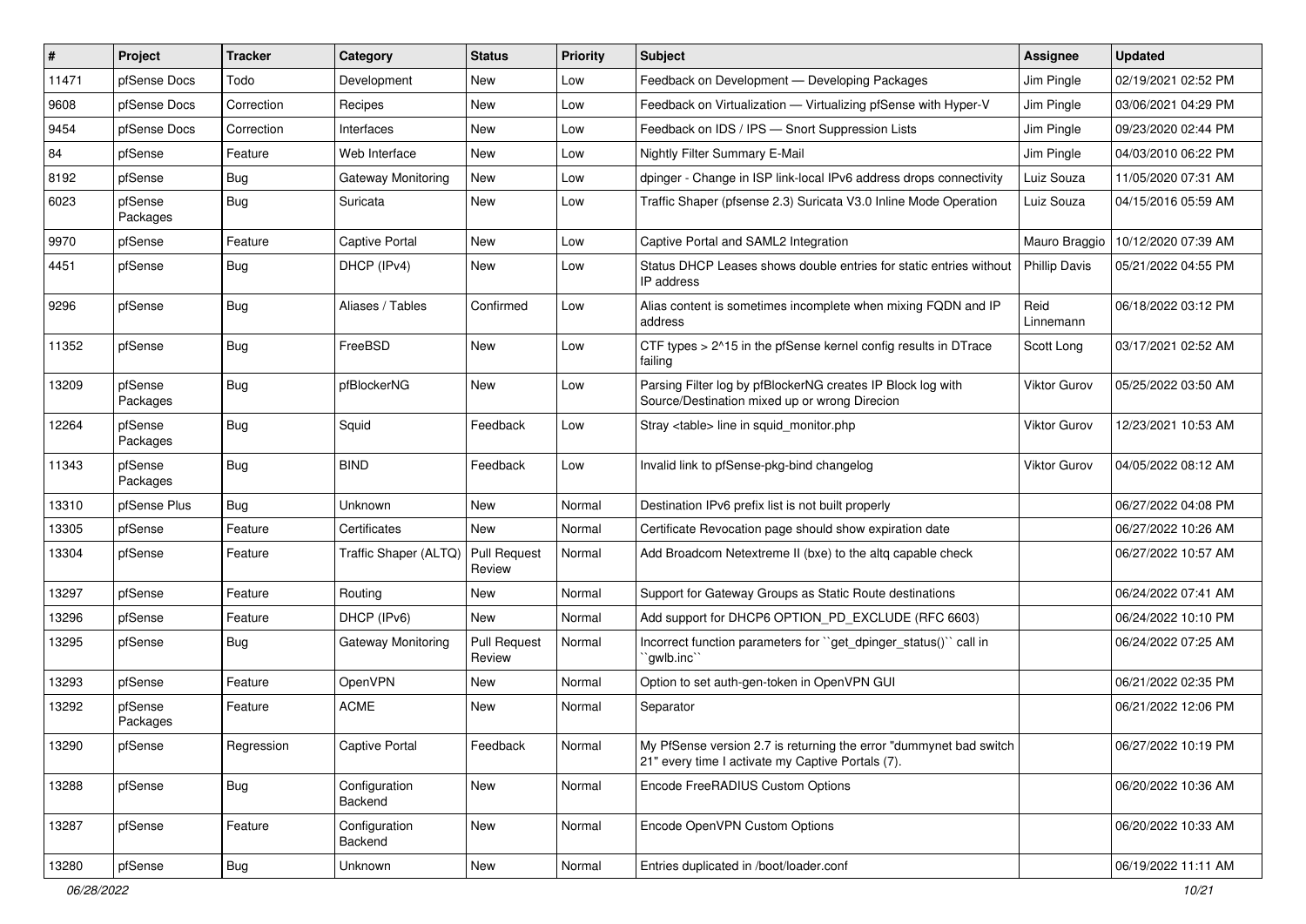| # | Project | Tracker | Category | Status | Priority | Subject | Assignee | Updated |
|---|---|---|---|---|---|---|---|---|
| 11471 | pfSense Docs | Todo | Development | New | Low | Feedback on Development — Developing Packages | Jim Pingle | 02/19/2021 02:52 PM |
| 9608 | pfSense Docs | Correction | Recipes | New | Low | Feedback on Virtualization — Virtualizing pfSense with Hyper-V | Jim Pingle | 03/06/2021 04:29 PM |
| 9454 | pfSense Docs | Correction | Interfaces | New | Low | Feedback on IDS / IPS — Snort Suppression Lists | Jim Pingle | 09/23/2020 02:44 PM |
| 84 | pfSense | Feature | Web Interface | New | Low | Nightly Filter Summary E-Mail | Jim Pingle | 04/03/2010 06:22 PM |
| 8192 | pfSense | Bug | Gateway Monitoring | New | Low | dpinger - Change in ISP link-local IPv6 address drops connectivity | Luiz Souza | 11/05/2020 07:31 AM |
| 6023 | pfSense Packages | Bug | Suricata | New | Low | Traffic Shaper (pfsense 2.3) Suricata V3.0 Inline Mode Operation | Luiz Souza | 04/15/2016 05:59 AM |
| 9970 | pfSense | Feature | Captive Portal | New | Low | Captive Portal and SAML2 Integration | Mauro Braggio | 10/12/2020 07:39 AM |
| 4451 | pfSense | Bug | DHCP (IPv4) | New | Low | Status DHCP Leases shows double entries for static entries without IP address | Phillip Davis | 05/21/2022 04:55 PM |
| 9296 | pfSense | Bug | Aliases / Tables | Confirmed | Low | Alias content is sometimes incomplete when mixing FQDN and IP address | Reid Linnemann | 06/18/2022 03:12 PM |
| 11352 | pfSense | Bug | FreeBSD | New | Low | CTF types > 2^15 in the pfSense kernel config results in DTrace failing | Scott Long | 03/17/2021 02:52 AM |
| 13209 | pfSense Packages | Bug | pfBlockerNG | New | Low | Parsing Filter log by pfBlockerNG creates IP Block log with Source/Destination mixed up or wrong Direcion | Viktor Gurov | 05/25/2022 03:50 AM |
| 12264 | pfSense Packages | Bug | Squid | Feedback | Low | Stray <table> line in squid_monitor.php | Viktor Gurov | 12/23/2021 10:53 AM |
| 11343 | pfSense Packages | Bug | BIND | Feedback | Low | Invalid link to pfSense-pkg-bind changelog | Viktor Gurov | 04/05/2022 08:12 AM |
| 13310 | pfSense Plus | Bug | Unknown | New | Normal | Destination IPv6 prefix list is not built properly | | 06/27/2022 04:08 PM |
| 13305 | pfSense | Feature | Certificates | New | Normal | Certificate Revocation page should show expiration date | | 06/27/2022 10:26 AM |
| 13304 | pfSense | Feature | Traffic Shaper (ALTQ) | Pull Request Review | Normal | Add Broadcom Netextreme II (bxe) to the altq capable check | | 06/27/2022 10:57 AM |
| 13297 | pfSense | Feature | Routing | New | Normal | Support for Gateway Groups as Static Route destinations | | 06/24/2022 07:41 AM |
| 13296 | pfSense | Feature | DHCP (IPv6) | New | Normal | Add support for DHCP6 OPTION_PD_EXCLUDE (RFC 6603) | | 06/24/2022 10:10 PM |
| 13295 | pfSense | Bug | Gateway Monitoring | Pull Request Review | Normal | Incorrect function parameters for ``get_dpinger_status()`` call in ``gwlb.inc`` | | 06/24/2022 07:25 AM |
| 13293 | pfSense | Feature | OpenVPN | New | Normal | Option to set auth-gen-token in OpenVPN GUI | | 06/21/2022 02:35 PM |
| 13292 | pfSense Packages | Feature | ACME | New | Normal | Separator | | 06/21/2022 12:06 PM |
| 13290 | pfSense | Regression | Captive Portal | Feedback | Normal | My PfSense version 2.7 is returning the error "dummynet bad switch 21" every time I activate my Captive Portals (7). | | 06/27/2022 10:19 PM |
| 13288 | pfSense | Bug | Configuration Backend | New | Normal | Encode FreeRADIUS Custom Options | | 06/20/2022 10:36 AM |
| 13287 | pfSense | Feature | Configuration Backend | New | Normal | Encode OpenVPN Custom Options | | 06/20/2022 10:33 AM |
| 13280 | pfSense | Bug | Unknown | New | Normal | Entries duplicated in /boot/loader.conf | | 06/19/2022 11:11 AM |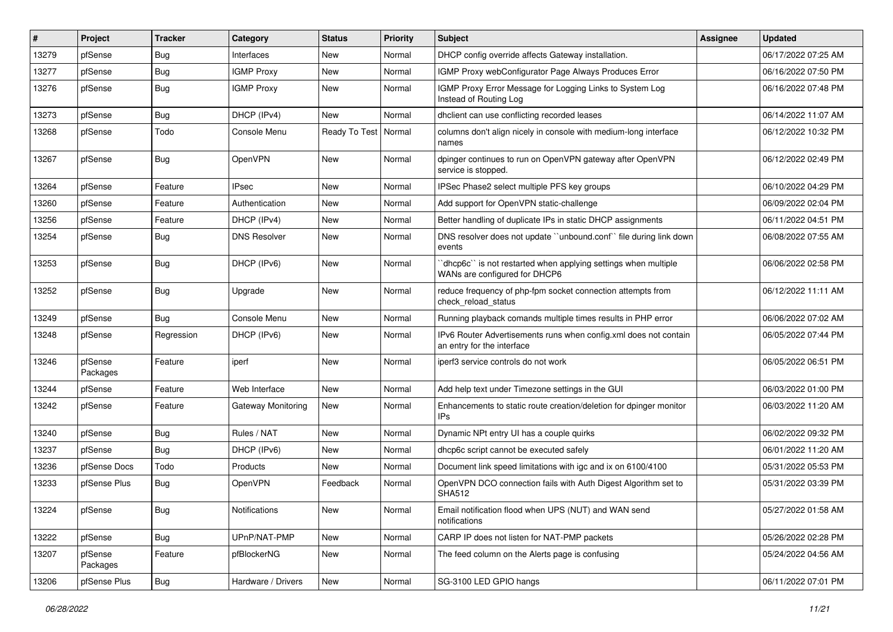| # | Project | Tracker | Category | Status | Priority | Subject | Assignee | Updated |
|---|---|---|---|---|---|---|---|---|
| 13279 | pfSense | Bug | Interfaces | New | Normal | DHCP config override affects Gateway installation. | | 06/17/2022 07:25 AM |
| 13277 | pfSense | Bug | IGMP Proxy | New | Normal | IGMP Proxy webConfigurator Page Always Produces Error | | 06/16/2022 07:50 PM |
| 13276 | pfSense | Bug | IGMP Proxy | New | Normal | IGMP Proxy Error Message for Logging Links to System Log Instead of Routing Log | | 06/16/2022 07:48 PM |
| 13273 | pfSense | Bug | DHCP (IPv4) | New | Normal | dhclient can use conflicting recorded leases | | 06/14/2022 11:07 AM |
| 13268 | pfSense | Todo | Console Menu | Ready To Test | Normal | columns don't align nicely in console with medium-long interface names | | 06/12/2022 10:32 PM |
| 13267 | pfSense | Bug | OpenVPN | New | Normal | dpinger continues to run on OpenVPN gateway after OpenVPN service is stopped. | | 06/12/2022 02:49 PM |
| 13264 | pfSense | Feature | IPsec | New | Normal | IPSec Phase2 select multiple PFS key groups | | 06/10/2022 04:29 PM |
| 13260 | pfSense | Feature | Authentication | New | Normal | Add support for OpenVPN static-challenge | | 06/09/2022 02:04 PM |
| 13256 | pfSense | Feature | DHCP (IPv4) | New | Normal | Better handling of duplicate IPs in static DHCP assignments | | 06/11/2022 04:51 PM |
| 13254 | pfSense | Bug | DNS Resolver | New | Normal | DNS resolver does not update ``unbound.conf`` file during link down events | | 06/08/2022 07:55 AM |
| 13253 | pfSense | Bug | DHCP (IPv6) | New | Normal | ``dhcp6c`` is not restarted when applying settings when multiple WANs are configured for DHCP6 | | 06/06/2022 02:58 PM |
| 13252 | pfSense | Bug | Upgrade | New | Normal | reduce frequency of php-fpm socket connection attempts from check_reload_status | | 06/12/2022 11:11 AM |
| 13249 | pfSense | Bug | Console Menu | New | Normal | Running playback comands multiple times results in PHP error | | 06/06/2022 07:02 AM |
| 13248 | pfSense | Regression | DHCP (IPv6) | New | Normal | IPv6 Router Advertisements runs when config.xml does not contain an entry for the interface | | 06/05/2022 07:44 PM |
| 13246 | pfSense Packages | Feature | iperf | New | Normal | iperf3 service controls do not work | | 06/05/2022 06:51 PM |
| 13244 | pfSense | Feature | Web Interface | New | Normal | Add help text under Timezone settings in the GUI | | 06/03/2022 01:00 PM |
| 13242 | pfSense | Feature | Gateway Monitoring | New | Normal | Enhancements to static route creation/deletion for dpinger monitor IPs | | 06/03/2022 11:20 AM |
| 13240 | pfSense | Bug | Rules / NAT | New | Normal | Dynamic NPt entry UI has a couple quirks | | 06/02/2022 09:32 PM |
| 13237 | pfSense | Bug | DHCP (IPv6) | New | Normal | dhcp6c script cannot be executed safely | | 06/01/2022 11:20 AM |
| 13236 | pfSense Docs | Todo | Products | New | Normal | Document link speed limitations with igc and ix on 6100/4100 | | 05/31/2022 05:53 PM |
| 13233 | pfSense Plus | Bug | OpenVPN | Feedback | Normal | OpenVPN DCO connection fails with Auth Digest Algorithm set to SHA512 | | 05/31/2022 03:39 PM |
| 13224 | pfSense | Bug | Notifications | New | Normal | Email notification flood when UPS (NUT) and WAN send notifications | | 05/27/2022 01:58 AM |
| 13222 | pfSense | Bug | UPnP/NAT-PMP | New | Normal | CARP IP does not listen for NAT-PMP packets | | 05/26/2022 02:28 PM |
| 13207 | pfSense Packages | Feature | pfBlockerNG | New | Normal | The feed column on the Alerts page is confusing | | 05/24/2022 04:56 AM |
| 13206 | pfSense Plus | Bug | Hardware / Drivers | New | Normal | SG-3100 LED GPIO hangs | | 06/11/2022 07:01 PM |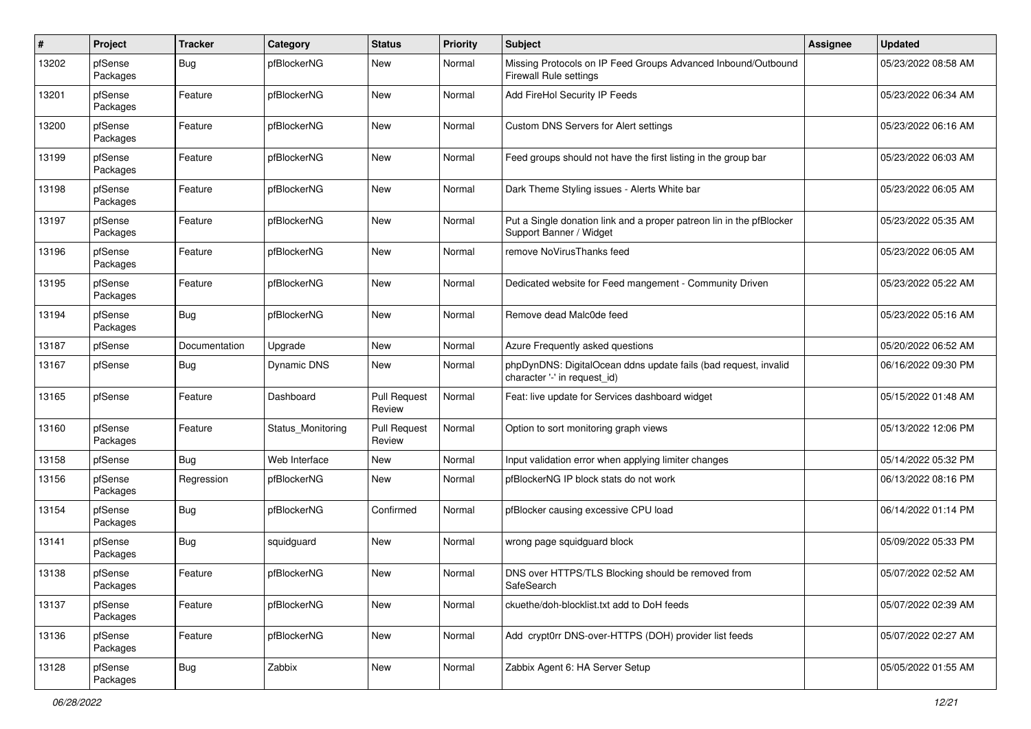| # | Project | Tracker | Category | Status | Priority | Subject | Assignee | Updated |
|---|---|---|---|---|---|---|---|---|
| 13202 | pfSense Packages | Bug | pfBlockerNG | New | Normal | Missing Protocols on IP Feed Groups Advanced Inbound/Outbound Firewall Rule settings | | 05/23/2022 08:58 AM |
| 13201 | pfSense Packages | Feature | pfBlockerNG | New | Normal | Add FireHol Security IP Feeds | | 05/23/2022 06:34 AM |
| 13200 | pfSense Packages | Feature | pfBlockerNG | New | Normal | Custom DNS Servers for Alert settings | | 05/23/2022 06:16 AM |
| 13199 | pfSense Packages | Feature | pfBlockerNG | New | Normal | Feed groups should not have the first listing in the group bar | | 05/23/2022 06:03 AM |
| 13198 | pfSense Packages | Feature | pfBlockerNG | New | Normal | Dark Theme Styling issues - Alerts White bar | | 05/23/2022 06:05 AM |
| 13197 | pfSense Packages | Feature | pfBlockerNG | New | Normal | Put a Single donation link and a proper patreon lin in the pfBlocker Support Banner / Widget | | 05/23/2022 05:35 AM |
| 13196 | pfSense Packages | Feature | pfBlockerNG | New | Normal | remove NoVirusThanks feed | | 05/23/2022 06:05 AM |
| 13195 | pfSense Packages | Feature | pfBlockerNG | New | Normal | Dedicated website for Feed mangement - Community Driven | | 05/23/2022 05:22 AM |
| 13194 | pfSense Packages | Bug | pfBlockerNG | New | Normal | Remove dead Malc0de feed | | 05/23/2022 05:16 AM |
| 13187 | pfSense | Documentation | Upgrade | New | Normal | Azure Frequently asked questions | | 05/20/2022 06:52 AM |
| 13167 | pfSense | Bug | Dynamic DNS | New | Normal | phpDynDNS: DigitalOcean ddns update fails (bad request, invalid character '-' in request_id) | | 06/16/2022 09:30 PM |
| 13165 | pfSense | Feature | Dashboard | Pull Request Review | Normal | Feat: live update for Services dashboard widget | | 05/15/2022 01:48 AM |
| 13160 | pfSense Packages | Feature | Status_Monitoring | Pull Request Review | Normal | Option to sort monitoring graph views | | 05/13/2022 12:06 PM |
| 13158 | pfSense | Bug | Web Interface | New | Normal | Input validation error when applying limiter changes | | 05/14/2022 05:32 PM |
| 13156 | pfSense Packages | Regression | pfBlockerNG | New | Normal | pfBlockerNG IP block stats do not work | | 06/13/2022 08:16 PM |
| 13154 | pfSense Packages | Bug | pfBlockerNG | Confirmed | Normal | pfBlocker causing excessive CPU load | | 06/14/2022 01:14 PM |
| 13141 | pfSense Packages | Bug | squidguard | New | Normal | wrong page squidguard block | | 05/09/2022 05:33 PM |
| 13138 | pfSense Packages | Feature | pfBlockerNG | New | Normal | DNS over HTTPS/TLS Blocking should be removed from SafeSearch | | 05/07/2022 02:52 AM |
| 13137 | pfSense Packages | Feature | pfBlockerNG | New | Normal | ckuethe/doh-blocklist.txt add to DoH feeds | | 05/07/2022 02:39 AM |
| 13136 | pfSense Packages | Feature | pfBlockerNG | New | Normal | Add crypt0rr DNS-over-HTTPS (DOH) provider list feeds | | 05/07/2022 02:27 AM |
| 13128 | pfSense Packages | Bug | Zabbix | New | Normal | Zabbix Agent 6: HA Server Setup | | 05/05/2022 01:55 AM |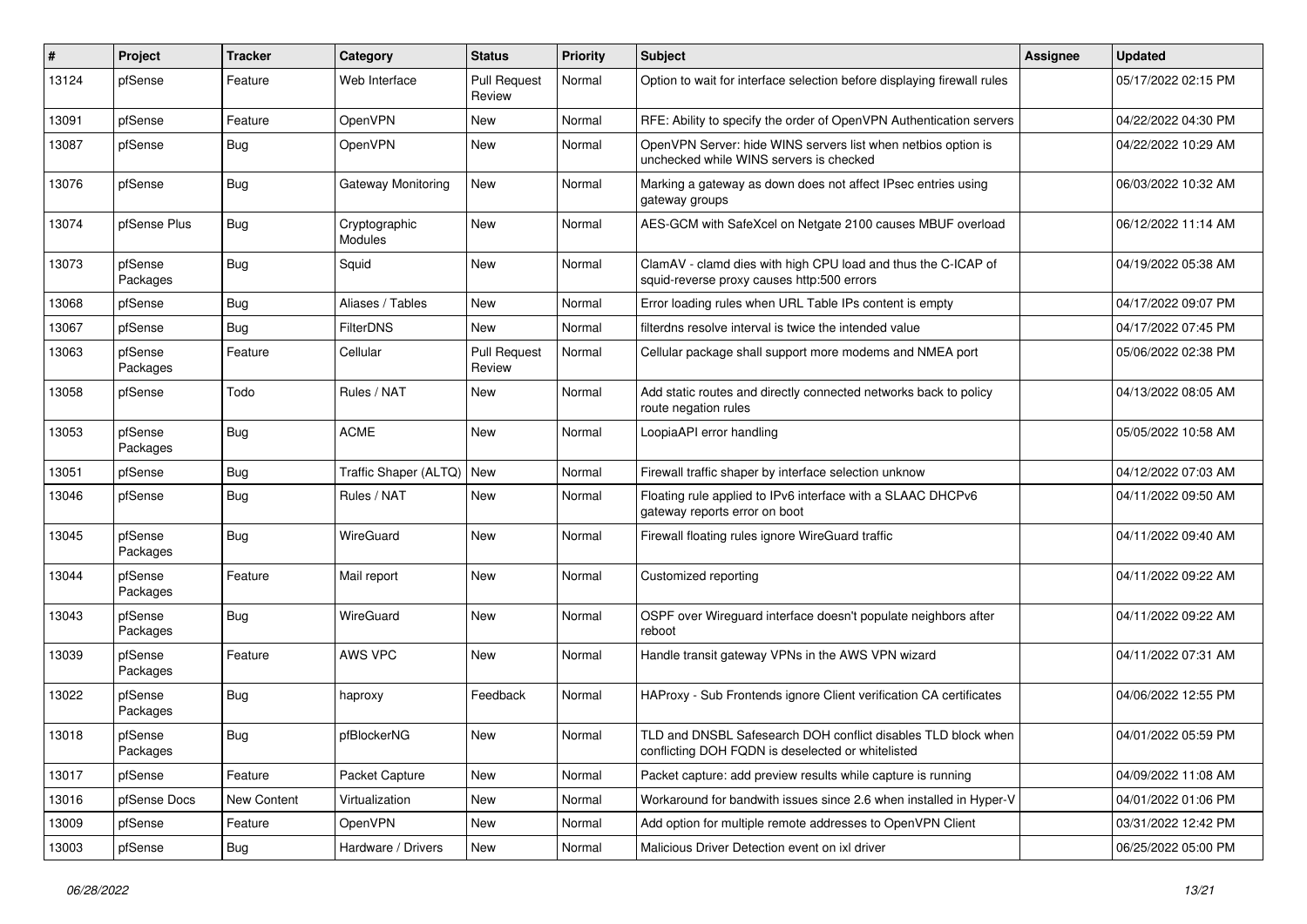| # | Project | Tracker | Category | Status | Priority | Subject | Assignee | Updated |
|---|---|---|---|---|---|---|---|---|
| 13124 | pfSense | Feature | Web Interface | Pull Request Review | Normal | Option to wait for interface selection before displaying firewall rules | | 05/17/2022 02:15 PM |
| 13091 | pfSense | Feature | OpenVPN | New | Normal | RFE: Ability to specify the order of OpenVPN Authentication servers | | 04/22/2022 04:30 PM |
| 13087 | pfSense | Bug | OpenVPN | New | Normal | OpenVPN Server: hide WINS servers list when netbios option is unchecked while WINS servers is checked | | 04/22/2022 10:29 AM |
| 13076 | pfSense | Bug | Gateway Monitoring | New | Normal | Marking a gateway as down does not affect IPsec entries using gateway groups | | 06/03/2022 10:32 AM |
| 13074 | pfSense Plus | Bug | Cryptographic Modules | New | Normal | AES-GCM with SafeXcel on Netgate 2100 causes MBUF overload | | 06/12/2022 11:14 AM |
| 13073 | pfSense Packages | Bug | Squid | New | Normal | ClamAV - clamd dies with high CPU load and thus the C-ICAP of squid-reverse proxy causes http:500 errors | | 04/19/2022 05:38 AM |
| 13068 | pfSense | Bug | Aliases / Tables | New | Normal | Error loading rules when URL Table IPs content is empty | | 04/17/2022 09:07 PM |
| 13067 | pfSense | Bug | FilterDNS | New | Normal | filterdns resolve interval is twice the intended value | | 04/17/2022 07:45 PM |
| 13063 | pfSense Packages | Feature | Cellular | Pull Request Review | Normal | Cellular package shall support more modems and NMEA port | | 05/06/2022 02:38 PM |
| 13058 | pfSense | Todo | Rules / NAT | New | Normal | Add static routes and directly connected networks back to policy route negation rules | | 04/13/2022 08:05 AM |
| 13053 | pfSense Packages | Bug | ACME | New | Normal | LoopiaAPI error handling | | 05/05/2022 10:58 AM |
| 13051 | pfSense | Bug | Traffic Shaper (ALTQ) | New | Normal | Firewall traffic shaper by interface selection unknow | | 04/12/2022 07:03 AM |
| 13046 | pfSense | Bug | Rules / NAT | New | Normal | Floating rule applied to IPv6 interface with a SLAAC DHCPv6 gateway reports error on boot | | 04/11/2022 09:50 AM |
| 13045 | pfSense Packages | Bug | WireGuard | New | Normal | Firewall floating rules ignore WireGuard traffic | | 04/11/2022 09:40 AM |
| 13044 | pfSense Packages | Feature | Mail report | New | Normal | Customized reporting | | 04/11/2022 09:22 AM |
| 13043 | pfSense Packages | Bug | WireGuard | New | Normal | OSPF over Wireguard interface doesn't populate neighbors after reboot | | 04/11/2022 09:22 AM |
| 13039 | pfSense Packages | Feature | AWS VPC | New | Normal | Handle transit gateway VPNs in the AWS VPN wizard | | 04/11/2022 07:31 AM |
| 13022 | pfSense Packages | Bug | haproxy | Feedback | Normal | HAProxy - Sub Frontends ignore Client verification CA certificates | | 04/06/2022 12:55 PM |
| 13018 | pfSense Packages | Bug | pfBlockerNG | New | Normal | TLD and DNSBL Safesearch DOH conflict disables TLD block when conflicting DOH FQDN is deselected or whitelisted | | 04/01/2022 05:59 PM |
| 13017 | pfSense | Feature | Packet Capture | New | Normal | Packet capture: add preview results while capture is running | | 04/09/2022 11:08 AM |
| 13016 | pfSense Docs | New Content | Virtualization | New | Normal | Workaround for bandwith issues since 2.6 when installed in Hyper-V | | 04/01/2022 01:06 PM |
| 13009 | pfSense | Feature | OpenVPN | New | Normal | Add option for multiple remote addresses to OpenVPN Client | | 03/31/2022 12:42 PM |
| 13003 | pfSense | Bug | Hardware / Drivers | New | Normal | Malicious Driver Detection event on ixl driver | | 06/25/2022 05:00 PM |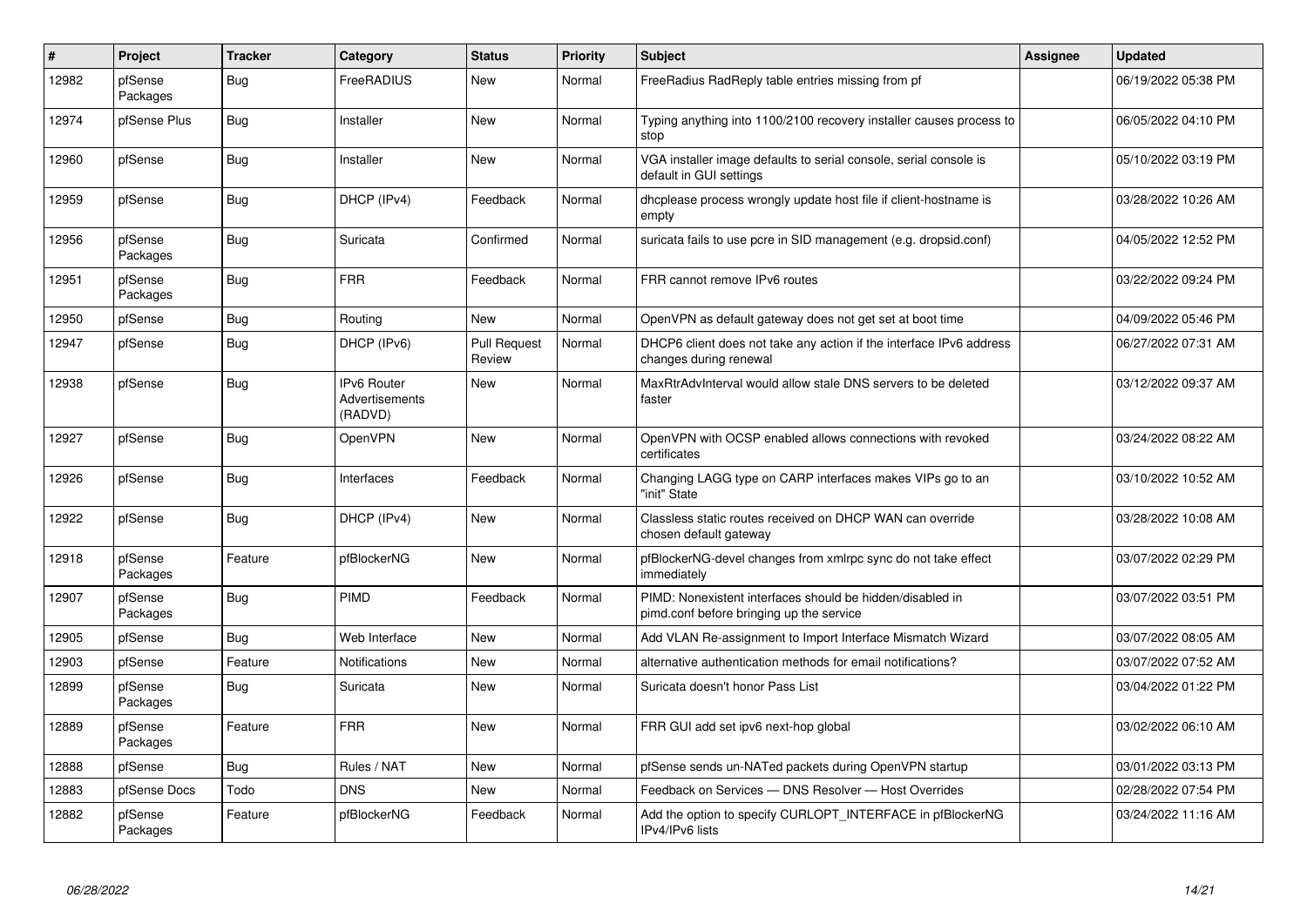| # | Project | Tracker | Category | Status | Priority | Subject | Assignee | Updated |
|---|---|---|---|---|---|---|---|---|
| 12982 | pfSense Packages | Bug | FreeRADIUS | New | Normal | FreeRadius RadReply table entries missing from pf | | 06/19/2022 05:38 PM |
| 12974 | pfSense Plus | Bug | Installer | New | Normal | Typing anything into 1100/2100 recovery installer causes process to stop | | 06/05/2022 04:10 PM |
| 12960 | pfSense | Bug | Installer | New | Normal | VGA installer image defaults to serial console, serial console is default in GUI settings | | 05/10/2022 03:19 PM |
| 12959 | pfSense | Bug | DHCP (IPv4) | Feedback | Normal | dhcplease process wrongly update host file if client-hostname is empty | | 03/28/2022 10:26 AM |
| 12956 | pfSense Packages | Bug | Suricata | Confirmed | Normal | suricata fails to use pcre in SID management (e.g. dropsid.conf) | | 04/05/2022 12:52 PM |
| 12951 | pfSense Packages | Bug | FRR | Feedback | Normal | FRR cannot remove IPv6 routes | | 03/22/2022 09:24 PM |
| 12950 | pfSense | Bug | Routing | New | Normal | OpenVPN as default gateway does not get set at boot time | | 04/09/2022 05:46 PM |
| 12947 | pfSense | Bug | DHCP (IPv6) | Pull Request Review | Normal | DHCP6 client does not take any action if the interface IPv6 address changes during renewal | | 06/27/2022 07:31 AM |
| 12938 | pfSense | Bug | IPv6 Router Advertisements (RADVD) | New | Normal | MaxRtrAdvInterval would allow stale DNS servers to be deleted faster | | 03/12/2022 09:37 AM |
| 12927 | pfSense | Bug | OpenVPN | New | Normal | OpenVPN with OCSP enabled allows connections with revoked certificates | | 03/24/2022 08:22 AM |
| 12926 | pfSense | Bug | Interfaces | Feedback | Normal | Changing LAGG type on CARP interfaces makes VIPs go to an "init" State | | 03/10/2022 10:52 AM |
| 12922 | pfSense | Bug | DHCP (IPv4) | New | Normal | Classless static routes received on DHCP WAN can override chosen default gateway | | 03/28/2022 10:08 AM |
| 12918 | pfSense Packages | Feature | pfBlockerNG | New | Normal | pfBlockerNG-devel changes from xmlrpc sync do not take effect immediately | | 03/07/2022 02:29 PM |
| 12907 | pfSense Packages | Bug | PIMD | Feedback | Normal | PIMD: Nonexistent interfaces should be hidden/disabled in pimd.conf before bringing up the service | | 03/07/2022 03:51 PM |
| 12905 | pfSense | Bug | Web Interface | New | Normal | Add VLAN Re-assignment to Import Interface Mismatch Wizard | | 03/07/2022 08:05 AM |
| 12903 | pfSense | Feature | Notifications | New | Normal | alternative authentication methods for email notifications? | | 03/07/2022 07:52 AM |
| 12899 | pfSense Packages | Bug | Suricata | New | Normal | Suricata doesn't honor Pass List | | 03/04/2022 01:22 PM |
| 12889 | pfSense Packages | Feature | FRR | New | Normal | FRR GUI add set ipv6 next-hop global | | 03/02/2022 06:10 AM |
| 12888 | pfSense | Bug | Rules / NAT | New | Normal | pfSense sends un-NATed packets during OpenVPN startup | | 03/01/2022 03:13 PM |
| 12883 | pfSense Docs | Todo | DNS | New | Normal | Feedback on Services — DNS Resolver — Host Overrides | | 02/28/2022 07:54 PM |
| 12882 | pfSense Packages | Feature | pfBlockerNG | Feedback | Normal | Add the option to specify CURLOPT_INTERFACE in pfBlockerNG IPv4/IPv6 lists | | 03/24/2022 11:16 AM |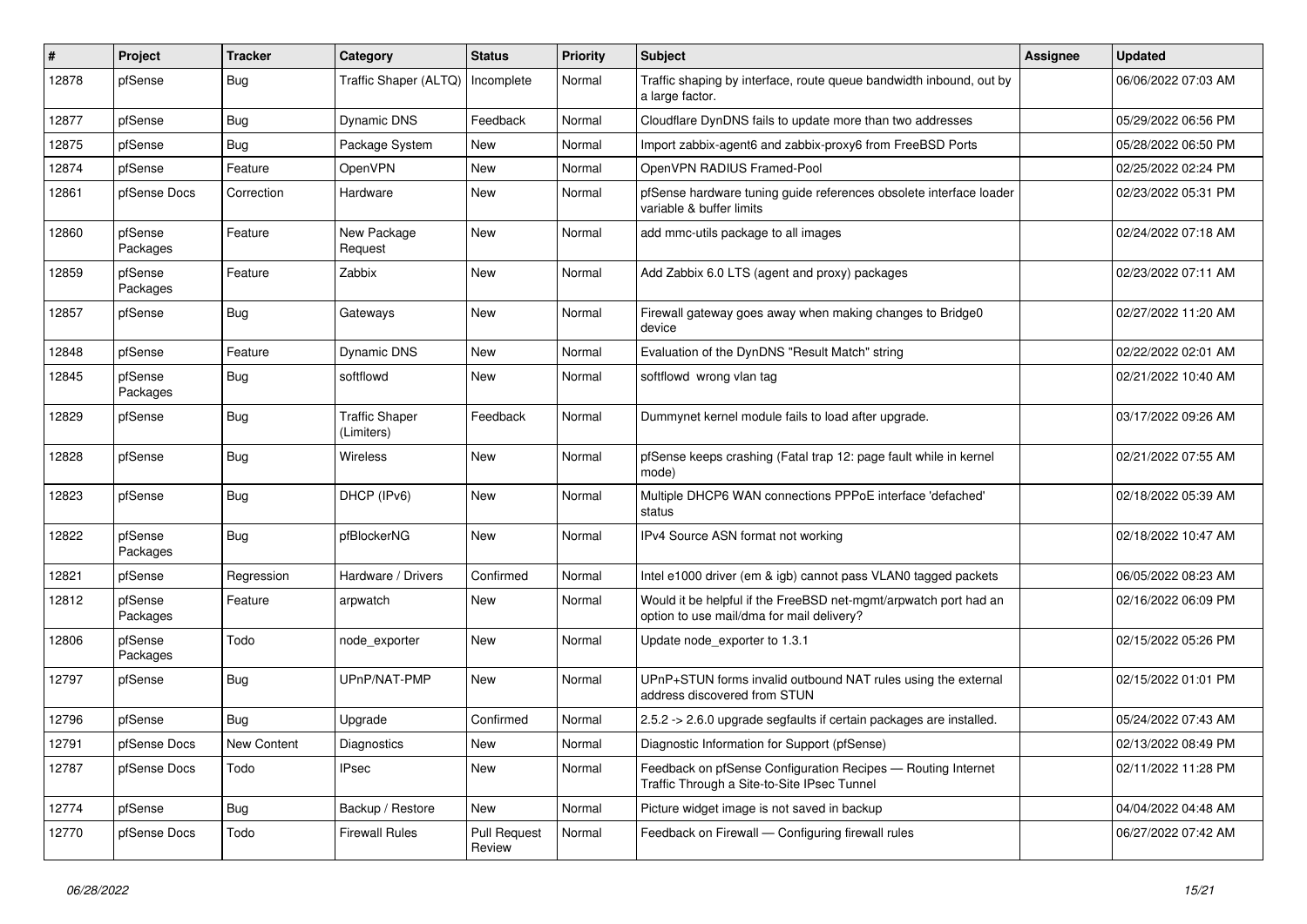| # | Project | Tracker | Category | Status | Priority | Subject | Assignee | Updated |
|---|---|---|---|---|---|---|---|---|
| 12878 | pfSense | Bug | Traffic Shaper (ALTQ) | Incomplete | Normal | Traffic shaping by interface, route queue bandwidth inbound, out by a large factor. | | 06/06/2022 07:03 AM |
| 12877 | pfSense | Bug | Dynamic DNS | Feedback | Normal | Cloudflare DynDNS fails to update more than two addresses | | 05/29/2022 06:56 PM |
| 12875 | pfSense | Bug | Package System | New | Normal | Import zabbix-agent6 and zabbix-proxy6 from FreeBSD Ports | | 05/28/2022 06:50 PM |
| 12874 | pfSense | Feature | OpenVPN | New | Normal | OpenVPN RADIUS Framed-Pool | | 02/25/2022 02:24 PM |
| 12861 | pfSense Docs | Correction | Hardware | New | Normal | pfSense hardware tuning guide references obsolete interface loader variable & buffer limits | | 02/23/2022 05:31 PM |
| 12860 | pfSense Packages | Feature | New Package Request | New | Normal | add mmc-utils package to all images | | 02/24/2022 07:18 AM |
| 12859 | pfSense Packages | Feature | Zabbix | New | Normal | Add Zabbix 6.0 LTS (agent and proxy) packages | | 02/23/2022 07:11 AM |
| 12857 | pfSense | Bug | Gateways | New | Normal | Firewall gateway goes away when making changes to Bridge0 device | | 02/27/2022 11:20 AM |
| 12848 | pfSense | Feature | Dynamic DNS | New | Normal | Evaluation of the DynDNS "Result Match" string | | 02/22/2022 02:01 AM |
| 12845 | pfSense Packages | Bug | softflowd | New | Normal | softflowd wrong vlan tag | | 02/21/2022 10:40 AM |
| 12829 | pfSense | Bug | Traffic Shaper (Limiters) | Feedback | Normal | Dummynet kernel module fails to load after upgrade. | | 03/17/2022 09:26 AM |
| 12828 | pfSense | Bug | Wireless | New | Normal | pfSense keeps crashing (Fatal trap 12: page fault while in kernel mode) | | 02/21/2022 07:55 AM |
| 12823 | pfSense | Bug | DHCP (IPv6) | New | Normal | Multiple DHCP6 WAN connections PPPoE interface 'defached' status | | 02/18/2022 05:39 AM |
| 12822 | pfSense Packages | Bug | pfBlockerNG | New | Normal | IPv4 Source ASN format not working | | 02/18/2022 10:47 AM |
| 12821 | pfSense | Regression | Hardware / Drivers | Confirmed | Normal | Intel e1000 driver (em & igb) cannot pass VLAN0 tagged packets | | 06/05/2022 08:23 AM |
| 12812 | pfSense Packages | Feature | arpwatch | New | Normal | Would it be helpful if the FreeBSD net-mgmt/arpwatch port had an option to use mail/dma for mail delivery? | | 02/16/2022 06:09 PM |
| 12806 | pfSense Packages | Todo | node_exporter | New | Normal | Update node_exporter to 1.3.1 | | 02/15/2022 05:26 PM |
| 12797 | pfSense | Bug | UPnP/NAT-PMP | New | Normal | UPnP+STUN forms invalid outbound NAT rules using the external address discovered from STUN | | 02/15/2022 01:01 PM |
| 12796 | pfSense | Bug | Upgrade | Confirmed | Normal | 2.5.2 -> 2.6.0 upgrade segfaults if certain packages are installed. | | 05/24/2022 07:43 AM |
| 12791 | pfSense Docs | New Content | Diagnostics | New | Normal | Diagnostic Information for Support (pfSense) | | 02/13/2022 08:49 PM |
| 12787 | pfSense Docs | Todo | IPsec | New | Normal | Feedback on pfSense Configuration Recipes — Routing Internet Traffic Through a Site-to-Site IPsec Tunnel | | 02/11/2022 11:28 PM |
| 12774 | pfSense | Bug | Backup / Restore | New | Normal | Picture widget image is not saved in backup | | 04/04/2022 04:48 AM |
| 12770 | pfSense Docs | Todo | Firewall Rules | Pull Request Review | Normal | Feedback on Firewall — Configuring firewall rules | | 06/27/2022 07:42 AM |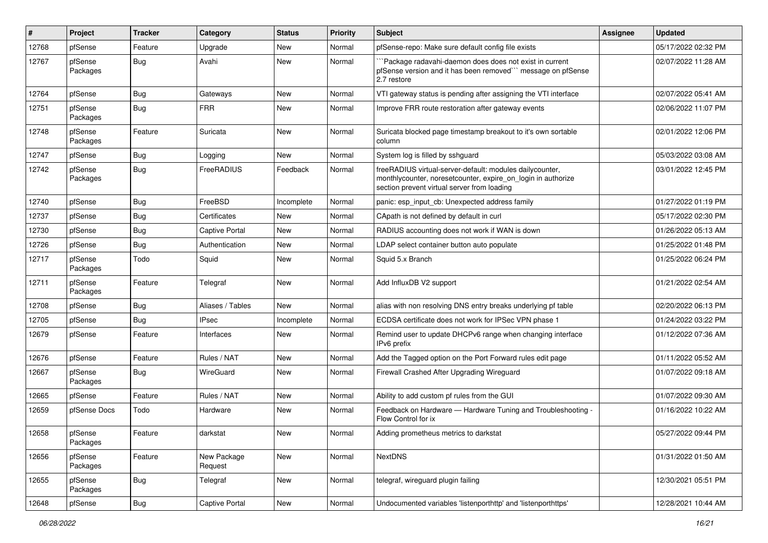| # | Project | Tracker | Category | Status | Priority | Subject | Assignee | Updated |
|---|---|---|---|---|---|---|---|---|
| 12768 | pfSense | Feature | Upgrade | New | Normal | pfSense-repo: Make sure default config file exists | | 05/17/2022 02:32 PM |
| 12767 | pfSense Packages | Bug | Avahi | New | Normal | ```Package radavahi-daemon does does not exist in current pfSense version and it has been removed``` message on pfSense 2.7 restore | | 02/07/2022 11:28 AM |
| 12764 | pfSense | Bug | Gateways | New | Normal | VTI gateway status is pending after assigning the VTI interface | | 02/07/2022 05:41 AM |
| 12751 | pfSense Packages | Bug | FRR | New | Normal | Improve FRR route restoration after gateway events | | 02/06/2022 11:07 PM |
| 12748 | pfSense Packages | Feature | Suricata | New | Normal | Suricata blocked page timestamp breakout to it's own sortable column | | 02/01/2022 12:06 PM |
| 12747 | pfSense | Bug | Logging | New | Normal | System log is filled by sshguard | | 05/03/2022 03:08 AM |
| 12742 | pfSense Packages | Bug | FreeRADIUS | Feedback | Normal | freeRADIUS virtual-server-default: modules dailycounter, monthlycounter, noresetcounter, expire_on_login in authorize section prevent virtual server from loading | | 03/01/2022 12:45 PM |
| 12740 | pfSense | Bug | FreeBSD | Incomplete | Normal | panic: esp_input_cb: Unexpected address family | | 01/27/2022 01:19 PM |
| 12737 | pfSense | Bug | Certificates | New | Normal | CApath is not defined by default in curl | | 05/17/2022 02:30 PM |
| 12730 | pfSense | Bug | Captive Portal | New | Normal | RADIUS accounting does not work if WAN is down | | 01/26/2022 05:13 AM |
| 12726 | pfSense | Bug | Authentication | New | Normal | LDAP select container button auto populate | | 01/25/2022 01:48 PM |
| 12717 | pfSense Packages | Todo | Squid | New | Normal | Squid 5.x Branch | | 01/25/2022 06:24 PM |
| 12711 | pfSense Packages | Feature | Telegraf | New | Normal | Add InfluxDB V2 support | | 01/21/2022 02:54 AM |
| 12708 | pfSense | Bug | Aliases / Tables | New | Normal | alias with non resolving DNS entry breaks underlying pf table | | 02/20/2022 06:13 PM |
| 12705 | pfSense | Bug | IPsec | Incomplete | Normal | ECDSA certificate does not work for IPSec VPN phase 1 | | 01/24/2022 03:22 PM |
| 12679 | pfSense | Feature | Interfaces | New | Normal | Remind user to update DHCPv6 range when changing interface IPv6 prefix | | 01/12/2022 07:36 AM |
| 12676 | pfSense | Feature | Rules / NAT | New | Normal | Add the Tagged option on the Port Forward rules edit page | | 01/11/2022 05:52 AM |
| 12667 | pfSense Packages | Bug | WireGuard | New | Normal | Firewall Crashed After Upgrading Wireguard | | 01/07/2022 09:18 AM |
| 12665 | pfSense | Feature | Rules / NAT | New | Normal | Ability to add custom pf rules from the GUI | | 01/07/2022 09:30 AM |
| 12659 | pfSense Docs | Todo | Hardware | New | Normal | Feedback on Hardware — Hardware Tuning and Troubleshooting - Flow Control for ix | | 01/16/2022 10:22 AM |
| 12658 | pfSense Packages | Feature | darkstat | New | Normal | Adding prometheus metrics to darkstat | | 05/27/2022 09:44 PM |
| 12656 | pfSense Packages | Feature | New Package Request | New | Normal | NextDNS | | 01/31/2022 01:50 AM |
| 12655 | pfSense Packages | Bug | Telegraf | New | Normal | telegraf, wireguard plugin failing | | 12/30/2021 05:51 PM |
| 12648 | pfSense | Bug | Captive Portal | New | Normal | Undocumented variables 'listenporthttp' and 'listenporthttps' | | 12/28/2021 10:44 AM |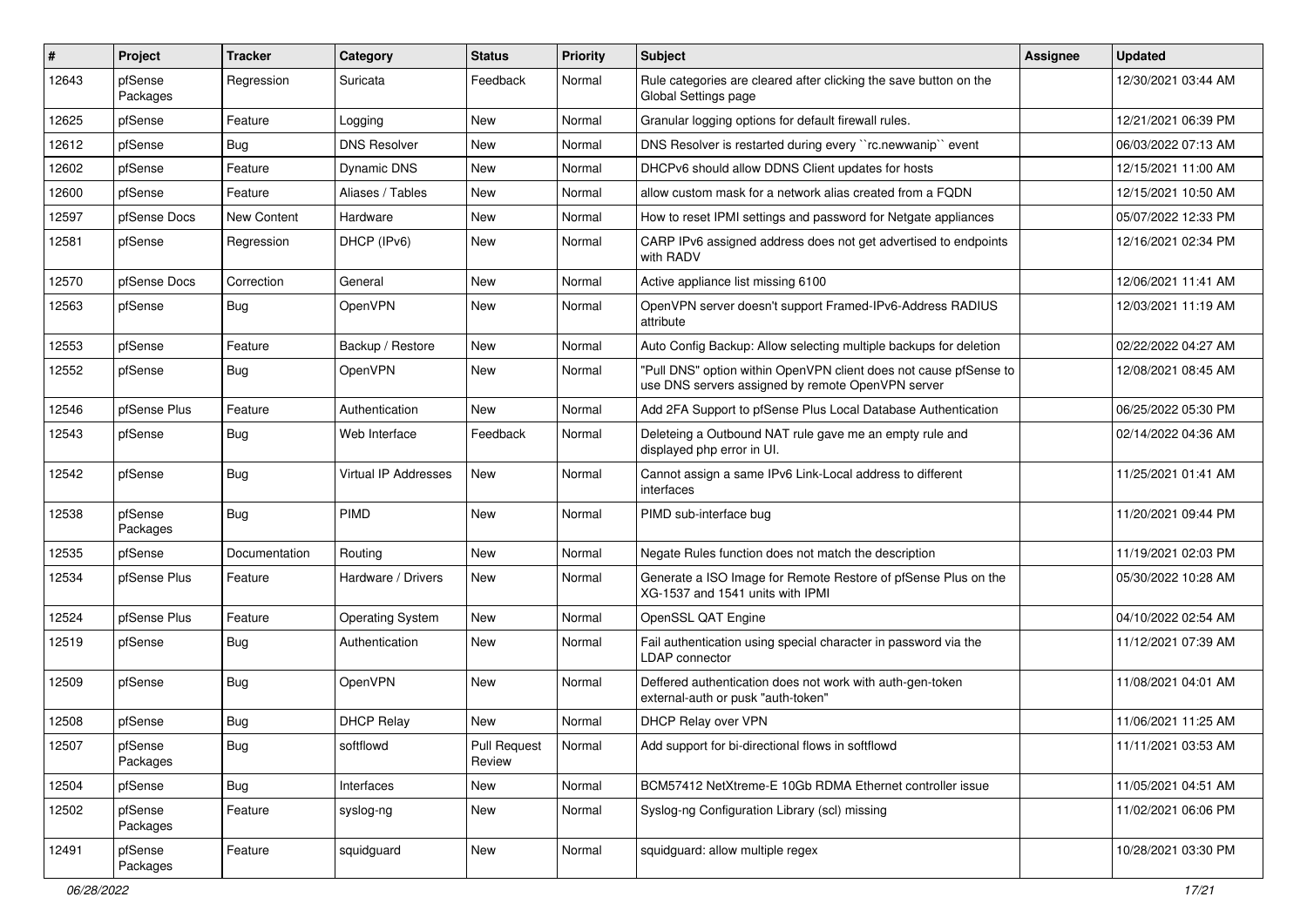| # | Project | Tracker | Category | Status | Priority | Subject | Assignee | Updated |
|---|---|---|---|---|---|---|---|---|
| 12643 | pfSense Packages | Regression | Suricata | Feedback | Normal | Rule categories are cleared after clicking the save button on the Global Settings page | | 12/30/2021 03:44 AM |
| 12625 | pfSense | Feature | Logging | New | Normal | Granular logging options for default firewall rules. | | 12/21/2021 06:39 PM |
| 12612 | pfSense | Bug | DNS Resolver | New | Normal | DNS Resolver is restarted during every ``rc.newwanip`` event | | 06/03/2022 07:13 AM |
| 12602 | pfSense | Feature | Dynamic DNS | New | Normal | DHCPv6 should allow DDNS Client updates for hosts | | 12/15/2021 11:00 AM |
| 12600 | pfSense | Feature | Aliases / Tables | New | Normal | allow custom mask for a network alias created from a FQDN | | 12/15/2021 10:50 AM |
| 12597 | pfSense Docs | New Content | Hardware | New | Normal | How to reset IPMI settings and password for Netgate appliances | | 05/07/2022 12:33 PM |
| 12581 | pfSense | Regression | DHCP (IPv6) | New | Normal | CARP IPv6 assigned address does not get advertised to endpoints with RADV | | 12/16/2021 02:34 PM |
| 12570 | pfSense Docs | Correction | General | New | Normal | Active appliance list missing 6100 | | 12/06/2021 11:41 AM |
| 12563 | pfSense | Bug | OpenVPN | New | Normal | OpenVPN server doesn't support Framed-IPv6-Address RADIUS attribute | | 12/03/2021 11:19 AM |
| 12553 | pfSense | Feature | Backup / Restore | New | Normal | Auto Config Backup: Allow selecting multiple backups for deletion | | 02/22/2022 04:27 AM |
| 12552 | pfSense | Bug | OpenVPN | New | Normal | "Pull DNS" option within OpenVPN client does not cause pfSense to use DNS servers assigned by remote OpenVPN server | | 12/08/2021 08:45 AM |
| 12546 | pfSense Plus | Feature | Authentication | New | Normal | Add 2FA Support to pfSense Plus Local Database Authentication | | 06/25/2022 05:30 PM |
| 12543 | pfSense | Bug | Web Interface | Feedback | Normal | Deleteing a Outbound NAT rule gave me an empty rule and displayed php error in UI. | | 02/14/2022 04:36 AM |
| 12542 | pfSense | Bug | Virtual IP Addresses | New | Normal | Cannot assign a same IPv6 Link-Local address to different interfaces | | 11/25/2021 01:41 AM |
| 12538 | pfSense Packages | Bug | PIMD | New | Normal | PIMD sub-interface bug | | 11/20/2021 09:44 PM |
| 12535 | pfSense | Documentation | Routing | New | Normal | Negate Rules function does not match the description | | 11/19/2021 02:03 PM |
| 12534 | pfSense Plus | Feature | Hardware / Drivers | New | Normal | Generate a ISO Image for Remote Restore of pfSense Plus on the XG-1537 and 1541 units with IPMI | | 05/30/2022 10:28 AM |
| 12524 | pfSense Plus | Feature | Operating System | New | Normal | OpenSSL QAT Engine | | 04/10/2022 02:54 AM |
| 12519 | pfSense | Bug | Authentication | New | Normal | Fail authentication using special character in password via the LDAP connector | | 11/12/2021 07:39 AM |
| 12509 | pfSense | Bug | OpenVPN | New | Normal | Deffered authentication does not work with auth-gen-token external-auth or pusk "auth-token" | | 11/08/2021 04:01 AM |
| 12508 | pfSense | Bug | DHCP Relay | New | Normal | DHCP Relay over VPN | | 11/06/2021 11:25 AM |
| 12507 | pfSense Packages | Bug | softflowd | Pull Request Review | Normal | Add support for bi-directional flows in softflowd | | 11/11/2021 03:53 AM |
| 12504 | pfSense | Bug | Interfaces | New | Normal | BCM57412 NetXtreme-E 10Gb RDMA Ethernet controller issue | | 11/05/2021 04:51 AM |
| 12502 | pfSense Packages | Feature | syslog-ng | New | Normal | Syslog-ng Configuration Library (scl) missing | | 11/02/2021 06:06 PM |
| 12491 | pfSense Packages | Feature | squidguard | New | Normal | squidguard: allow multiple regex | | 10/28/2021 03:30 PM |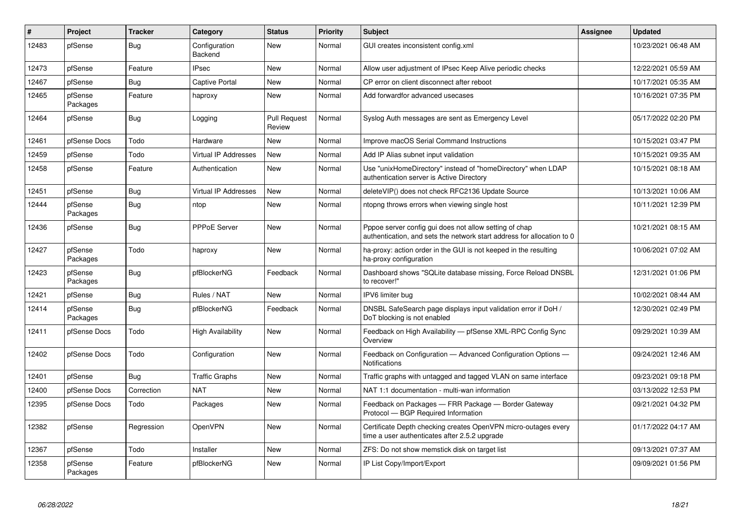| # | Project | Tracker | Category | Status | Priority | Subject | Assignee | Updated |
|---|---|---|---|---|---|---|---|---|
| 12483 | pfSense | Bug | Configuration Backend | New | Normal | GUI creates inconsistent config.xml | | 10/23/2021 06:48 AM |
| 12473 | pfSense | Feature | IPsec | New | Normal | Allow user adjustment of IPsec Keep Alive periodic checks | | 12/22/2021 05:59 AM |
| 12467 | pfSense | Bug | Captive Portal | New | Normal | CP error on client disconnect after reboot | | 10/17/2021 05:35 AM |
| 12465 | pfSense Packages | Feature | haproxy | New | Normal | Add forwardfor advanced usecases | | 10/16/2021 07:35 PM |
| 12464 | pfSense | Bug | Logging | Pull Request Review | Normal | Syslog Auth messages are sent as Emergency Level | | 05/17/2022 02:20 PM |
| 12461 | pfSense Docs | Todo | Hardware | New | Normal | Improve macOS Serial Command Instructions | | 10/15/2021 03:47 PM |
| 12459 | pfSense | Todo | Virtual IP Addresses | New | Normal | Add IP Alias subnet input validation | | 10/15/2021 09:35 AM |
| 12458 | pfSense | Feature | Authentication | New | Normal | Use "unixHomeDirectory" instead of "homeDirectory" when LDAP authentication server is Active Directory | | 10/15/2021 08:18 AM |
| 12451 | pfSense | Bug | Virtual IP Addresses | New | Normal | deleteVIP() does not check RFC2136 Update Source | | 10/13/2021 10:06 AM |
| 12444 | pfSense Packages | Bug | ntop | New | Normal | ntopng throws errors when viewing single host | | 10/11/2021 12:39 PM |
| 12436 | pfSense | Bug | PPPoE Server | New | Normal | Pppoe server config gui does not allow setting of chap authentication, and sets the network start address for allocation to 0 | | 10/21/2021 08:15 AM |
| 12427 | pfSense Packages | Todo | haproxy | New | Normal | ha-proxy: action order in the GUI is not keeped in the resulting ha-proxy configuration | | 10/06/2021 07:02 AM |
| 12423 | pfSense Packages | Bug | pfBlockerNG | Feedback | Normal | Dashboard shows "SQLite database missing, Force Reload DNSBL to recover!" | | 12/31/2021 01:06 PM |
| 12421 | pfSense | Bug | Rules / NAT | New | Normal | IPV6 limiter bug | | 10/02/2021 08:44 AM |
| 12414 | pfSense Packages | Bug | pfBlockerNG | Feedback | Normal | DNSBL SafeSearch page displays input validation error if DoH / DoT blocking is not enabled | | 12/30/2021 02:49 PM |
| 12411 | pfSense Docs | Todo | High Availability | New | Normal | Feedback on High Availability — pfSense XML-RPC Config Sync Overview | | 09/29/2021 10:39 AM |
| 12402 | pfSense Docs | Todo | Configuration | New | Normal | Feedback on Configuration — Advanced Configuration Options — Notifications | | 09/24/2021 12:46 AM |
| 12401 | pfSense | Bug | Traffic Graphs | New | Normal | Traffic graphs with untagged and tagged VLAN on same interface | | 09/23/2021 09:18 PM |
| 12400 | pfSense Docs | Correction | NAT | New | Normal | NAT 1:1 documentation - multi-wan information | | 03/13/2022 12:53 PM |
| 12395 | pfSense Docs | Todo | Packages | New | Normal | Feedback on Packages — FRR Package — Border Gateway Protocol — BGP Required Information | | 09/21/2021 04:32 PM |
| 12382 | pfSense | Regression | OpenVPN | New | Normal | Certificate Depth checking creates OpenVPN micro-outages every time a user authenticates after 2.5.2 upgrade | | 01/17/2022 04:17 AM |
| 12367 | pfSense | Todo | Installer | New | Normal | ZFS: Do not show memstick disk on target list | | 09/13/2021 07:37 AM |
| 12358 | pfSense Packages | Feature | pfBlockerNG | New | Normal | IP List Copy/Import/Export | | 09/09/2021 01:56 PM |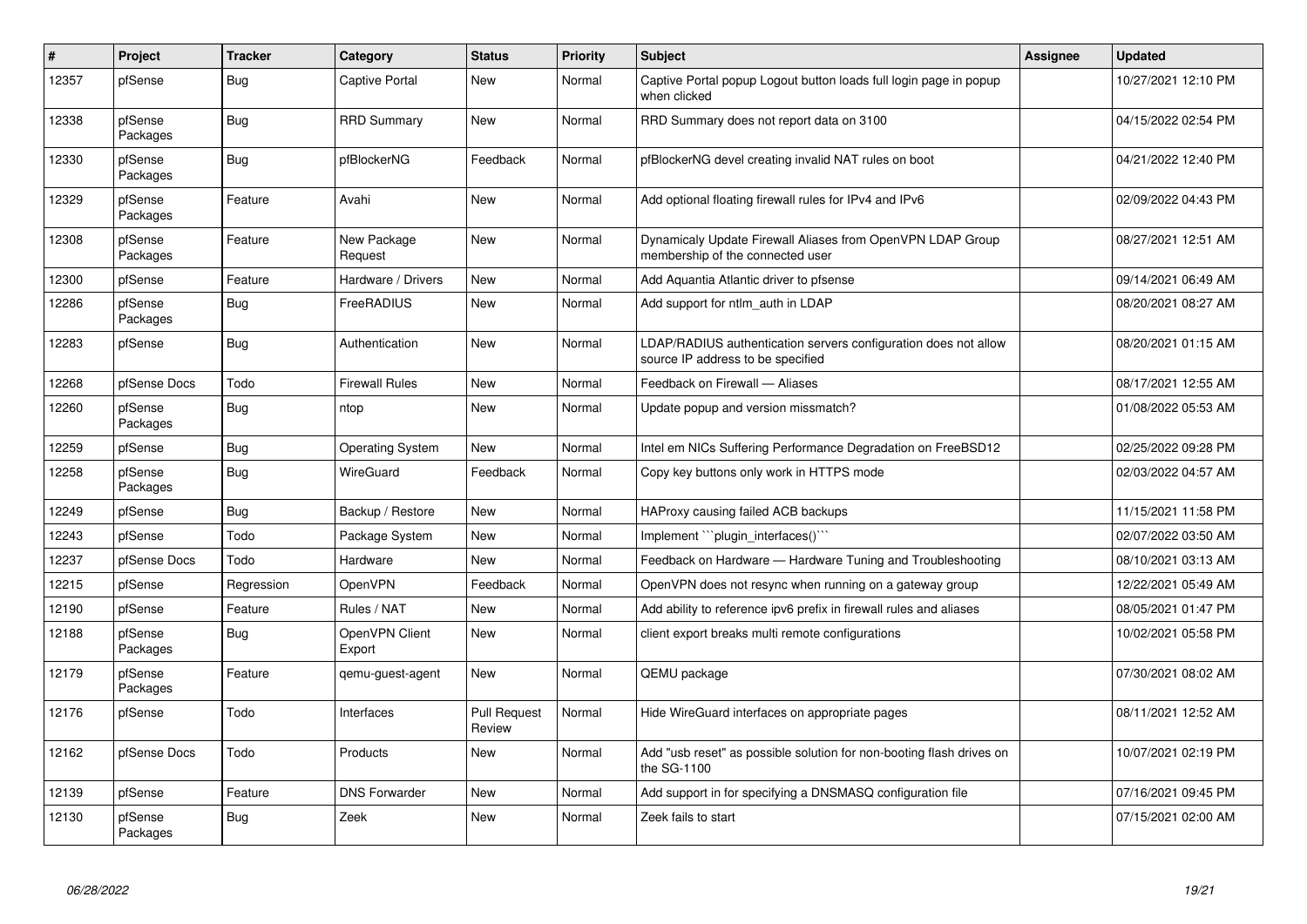| # | Project | Tracker | Category | Status | Priority | Subject | Assignee | Updated |
|---|---|---|---|---|---|---|---|---|
| 12357 | pfSense | Bug | Captive Portal | New | Normal | Captive Portal popup Logout button loads full login page in popup when clicked | | 10/27/2021 12:10 PM |
| 12338 | pfSense Packages | Bug | RRD Summary | New | Normal | RRD Summary does not report data on 3100 | | 04/15/2022 02:54 PM |
| 12330 | pfSense Packages | Bug | pfBlockerNG | Feedback | Normal | pfBlockerNG devel creating invalid NAT rules on boot | | 04/21/2022 12:40 PM |
| 12329 | pfSense Packages | Feature | Avahi | New | Normal | Add optional floating firewall rules for IPv4 and IPv6 | | 02/09/2022 04:43 PM |
| 12308 | pfSense Packages | Feature | New Package Request | New | Normal | Dynamicaly Update Firewall Aliases from OpenVPN LDAP Group membership of the connected user | | 08/27/2021 12:51 AM |
| 12300 | pfSense | Feature | Hardware / Drivers | New | Normal | Add Aquantia Atlantic driver to pfsense | | 09/14/2021 06:49 AM |
| 12286 | pfSense Packages | Bug | FreeRADIUS | New | Normal | Add support for ntlm_auth in LDAP | | 08/20/2021 08:27 AM |
| 12283 | pfSense | Bug | Authentication | New | Normal | LDAP/RADIUS authentication servers configuration does not allow source IP address to be specified | | 08/20/2021 01:15 AM |
| 12268 | pfSense Docs | Todo | Firewall Rules | New | Normal | Feedback on Firewall — Aliases | | 08/17/2021 12:55 AM |
| 12260 | pfSense Packages | Bug | ntop | New | Normal | Update popup and version missmatch? | | 01/08/2022 05:53 AM |
| 12259 | pfSense | Bug | Operating System | New | Normal | Intel em NICs Suffering Performance Degradation on FreeBSD12 | | 02/25/2022 09:28 PM |
| 12258 | pfSense Packages | Bug | WireGuard | Feedback | Normal | Copy key buttons only work in HTTPS mode | | 02/03/2022 04:57 AM |
| 12249 | pfSense | Bug | Backup / Restore | New | Normal | HAProxy causing failed ACB backups | | 11/15/2021 11:58 PM |
| 12243 | pfSense | Todo | Package System | New | Normal | Implement ```plugin_interfaces()``` | | 02/07/2022 03:50 AM |
| 12237 | pfSense Docs | Todo | Hardware | New | Normal | Feedback on Hardware — Hardware Tuning and Troubleshooting | | 08/10/2021 03:13 AM |
| 12215 | pfSense | Regression | OpenVPN | Feedback | Normal | OpenVPN does not resync when running on a gateway group | | 12/22/2021 05:49 AM |
| 12190 | pfSense | Feature | Rules / NAT | New | Normal | Add ability to reference ipv6 prefix in firewall rules and aliases | | 08/05/2021 01:47 PM |
| 12188 | pfSense Packages | Bug | OpenVPN Client Export | New | Normal | client export breaks multi remote configurations | | 10/02/2021 05:58 PM |
| 12179 | pfSense Packages | Feature | qemu-guest-agent | New | Normal | QEMU package | | 07/30/2021 08:02 AM |
| 12176 | pfSense | Todo | Interfaces | Pull Request Review | Normal | Hide WireGuard interfaces on appropriate pages | | 08/11/2021 12:52 AM |
| 12162 | pfSense Docs | Todo | Products | New | Normal | Add "usb reset" as possible solution for non-booting flash drives on the SG-1100 | | 10/07/2021 02:19 PM |
| 12139 | pfSense | Feature | DNS Forwarder | New | Normal | Add support in for specifying a DNSMASQ configuration file | | 07/16/2021 09:45 PM |
| 12130 | pfSense Packages | Bug | Zeek | New | Normal | Zeek fails to start | | 07/15/2021 02:00 AM |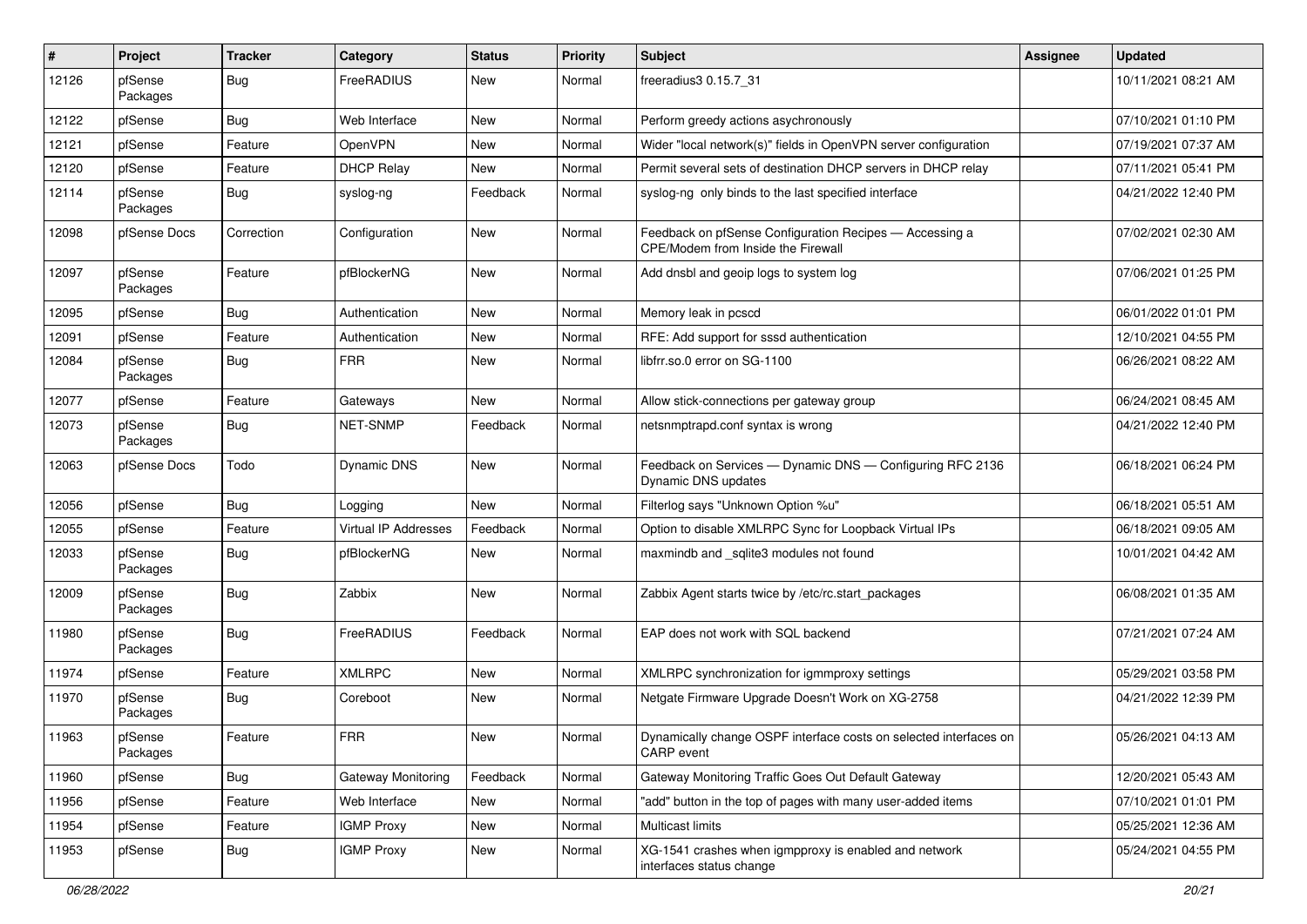| # | Project | Tracker | Category | Status | Priority | Subject | Assignee | Updated |
|---|---|---|---|---|---|---|---|---|
| 12126 | pfSense Packages | Bug | FreeRADIUS | New | Normal | freeradius3 0.15.7_31 | | 10/11/2021 08:21 AM |
| 12122 | pfSense | Bug | Web Interface | New | Normal | Perform greedy actions asychronously | | 07/10/2021 01:10 PM |
| 12121 | pfSense | Feature | OpenVPN | New | Normal | Wider "local network(s)" fields in OpenVPN server configuration | | 07/19/2021 07:37 AM |
| 12120 | pfSense | Feature | DHCP Relay | New | Normal | Permit several sets of destination DHCP servers in DHCP relay | | 07/11/2021 05:41 PM |
| 12114 | pfSense Packages | Bug | syslog-ng | Feedback | Normal | syslog-ng only binds to the last specified interface | | 04/21/2022 12:40 PM |
| 12098 | pfSense Docs | Correction | Configuration | New | Normal | Feedback on pfSense Configuration Recipes — Accessing a CPE/Modem from Inside the Firewall | | 07/02/2021 02:30 AM |
| 12097 | pfSense Packages | Feature | pfBlockerNG | New | Normal | Add dnsbl and geoip logs to system log | | 07/06/2021 01:25 PM |
| 12095 | pfSense | Bug | Authentication | New | Normal | Memory leak in pcscd | | 06/01/2022 01:01 PM |
| 12091 | pfSense | Feature | Authentication | New | Normal | RFE: Add support for sssd authentication | | 12/10/2021 04:55 PM |
| 12084 | pfSense Packages | Bug | FRR | New | Normal | libfrr.so.0 error on SG-1100 | | 06/26/2021 08:22 AM |
| 12077 | pfSense | Feature | Gateways | New | Normal | Allow stick-connections per gateway group | | 06/24/2021 08:45 AM |
| 12073 | pfSense Packages | Bug | NET-SNMP | Feedback | Normal | netsnmptrapd.conf syntax is wrong | | 04/21/2022 12:40 PM |
| 12063 | pfSense Docs | Todo | Dynamic DNS | New | Normal | Feedback on Services — Dynamic DNS — Configuring RFC 2136 Dynamic DNS updates | | 06/18/2021 06:24 PM |
| 12056 | pfSense | Bug | Logging | New | Normal | Filterlog says "Unknown Option %u" | | 06/18/2021 05:51 AM |
| 12055 | pfSense | Feature | Virtual IP Addresses | Feedback | Normal | Option to disable XMLRPC Sync for Loopback Virtual IPs | | 06/18/2021 09:05 AM |
| 12033 | pfSense Packages | Bug | pfBlockerNG | New | Normal | maxmindb and _sqlite3 modules not found | | 10/01/2021 04:42 AM |
| 12009 | pfSense Packages | Bug | Zabbix | New | Normal | Zabbix Agent starts twice by /etc/rc.start_packages | | 06/08/2021 01:35 AM |
| 11980 | pfSense Packages | Bug | FreeRADIUS | Feedback | Normal | EAP does not work with SQL backend | | 07/21/2021 07:24 AM |
| 11974 | pfSense | Feature | XMLRPC | New | Normal | XMLRPC synchronization for igmmproxy settings | | 05/29/2021 03:58 PM |
| 11970 | pfSense Packages | Bug | Coreboot | New | Normal | Netgate Firmware Upgrade Doesn't Work on XG-2758 | | 04/21/2022 12:39 PM |
| 11963 | pfSense Packages | Feature | FRR | New | Normal | Dynamically change OSPF interface costs on selected interfaces on CARP event | | 05/26/2021 04:13 AM |
| 11960 | pfSense | Bug | Gateway Monitoring | Feedback | Normal | Gateway Monitoring Traffic Goes Out Default Gateway | | 12/20/2021 05:43 AM |
| 11956 | pfSense | Feature | Web Interface | New | Normal | "add" button in the top of pages with many user-added items | | 07/10/2021 01:01 PM |
| 11954 | pfSense | Feature | IGMP Proxy | New | Normal | Multicast limits | | 05/25/2021 12:36 AM |
| 11953 | pfSense | Bug | IGMP Proxy | New | Normal | XG-1541 crashes when igmpproxy is enabled and network interfaces status change | | 05/24/2021 04:55 PM |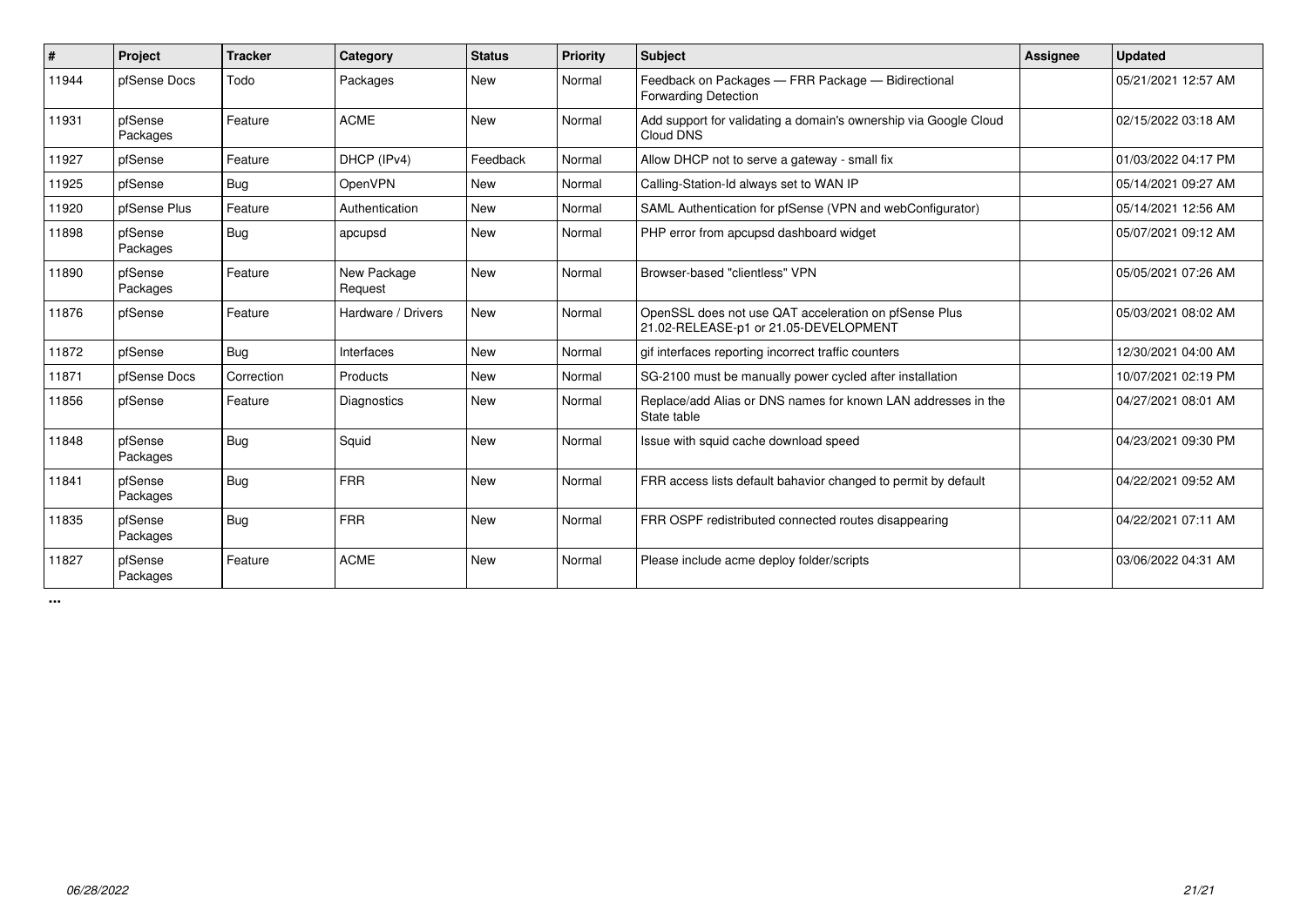| # | Project | Tracker | Category | Status | Priority | Subject | Assignee | Updated |
|---|---|---|---|---|---|---|---|---|
| 11944 | pfSense Docs | Todo | Packages | New | Normal | Feedback on Packages — FRR Package — Bidirectional Forwarding Detection | | 05/21/2021 12:57 AM |
| 11931 | pfSense Packages | Feature | ACME | New | Normal | Add support for validating a domain's ownership via Google Cloud Cloud DNS | | 02/15/2022 03:18 AM |
| 11927 | pfSense | Feature | DHCP (IPv4) | Feedback | Normal | Allow DHCP not to serve a gateway - small fix | | 01/03/2022 04:17 PM |
| 11925 | pfSense | Bug | OpenVPN | New | Normal | Calling-Station-Id always set to WAN IP | | 05/14/2021 09:27 AM |
| 11920 | pfSense Plus | Feature | Authentication | New | Normal | SAML Authentication for pfSense (VPN and webConfigurator) | | 05/14/2021 12:56 AM |
| 11898 | pfSense Packages | Bug | apcupsd | New | Normal | PHP error from apcupsd dashboard widget | | 05/07/2021 09:12 AM |
| 11890 | pfSense Packages | Feature | New Package Request | New | Normal | Browser-based "clientless" VPN | | 05/05/2021 07:26 AM |
| 11876 | pfSense | Feature | Hardware / Drivers | New | Normal | OpenSSL does not use QAT acceleration on pfSense Plus 21.02-RELEASE-p1 or 21.05-DEVELOPMENT | | 05/03/2021 08:02 AM |
| 11872 | pfSense | Bug | Interfaces | New | Normal | gif interfaces reporting incorrect traffic counters | | 12/30/2021 04:00 AM |
| 11871 | pfSense Docs | Correction | Products | New | Normal | SG-2100 must be manually power cycled after installation | | 10/07/2021 02:19 PM |
| 11856 | pfSense | Feature | Diagnostics | New | Normal | Replace/add Alias or DNS names for known LAN addresses in the State table | | 04/27/2021 08:01 AM |
| 11848 | pfSense Packages | Bug | Squid | New | Normal | Issue with squid cache download speed | | 04/23/2021 09:30 PM |
| 11841 | pfSense Packages | Bug | FRR | New | Normal | FRR access lists default bahavior changed to permit by default | | 04/22/2021 09:52 AM |
| 11835 | pfSense Packages | Bug | FRR | New | Normal | FRR OSPF redistributed connected routes disappearing | | 04/22/2021 07:11 AM |
| 11827 | pfSense Packages | Feature | ACME | New | Normal | Please include acme deploy folder/scripts | | 03/06/2022 04:31 AM |

...